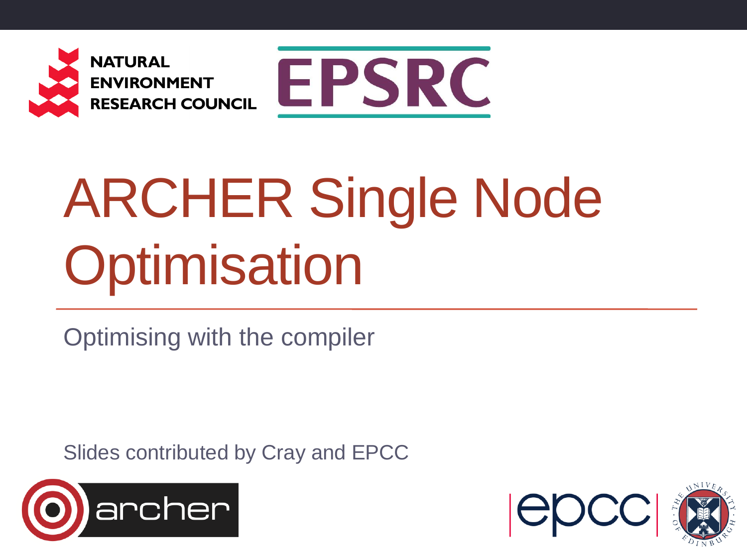# ARCHER Single Node Optimisation

Optimising with the compiler

Slides contributed by Cray and EPCC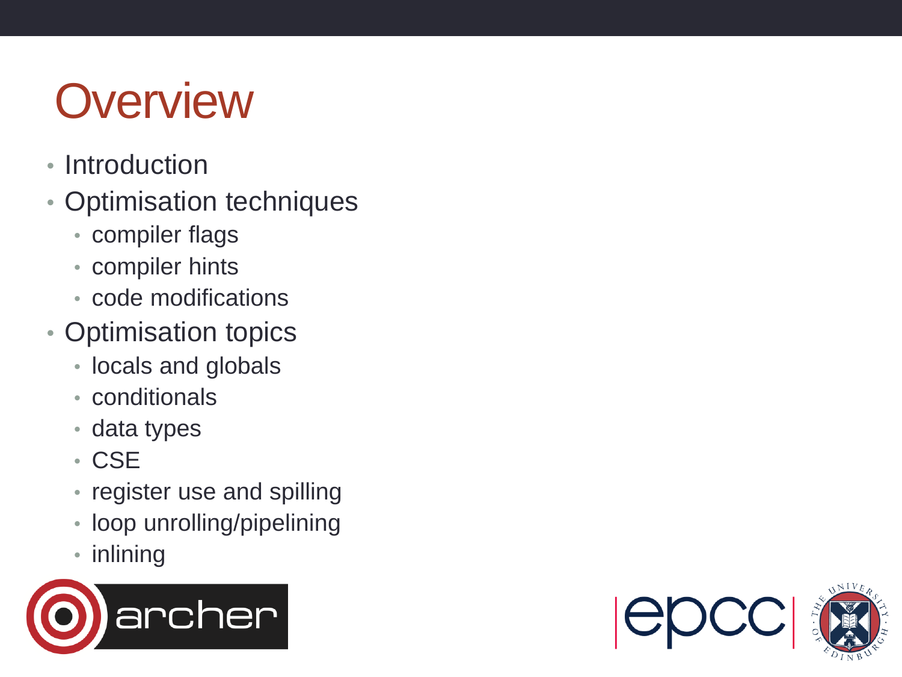# Overview

- Introduction
- Optimisation techniques
  - compiler flags
  - compiler hints
  - code modifications
- Optimisation topics
  - locals and globals
  - conditionals
  - data types
  - CSE
  - register use and spilling
  - loop unrolling/pipelining
  - inlining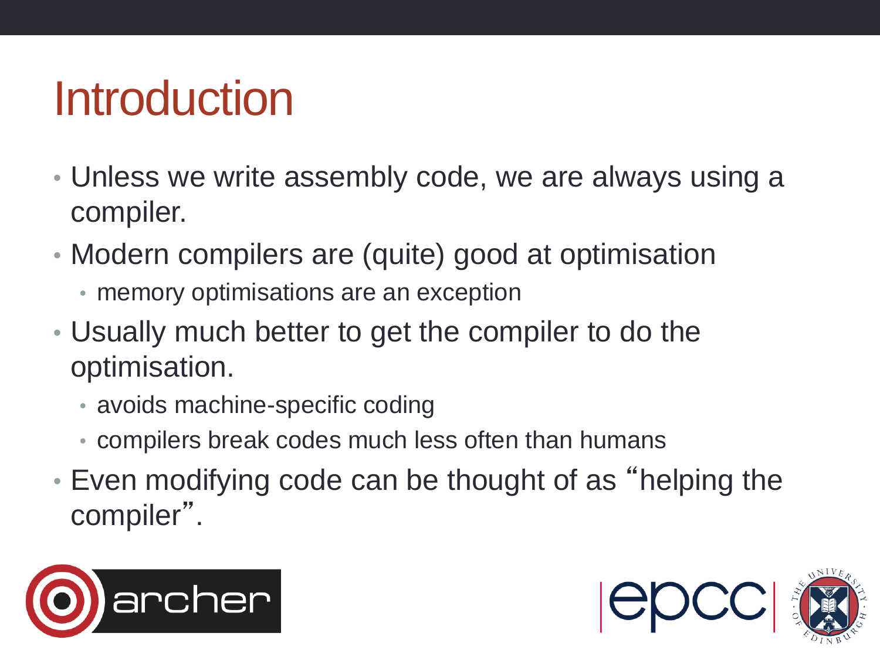# Introduction

- Unless we write assembly code, we are always using a compiler.
- Modern compilers are (quite) good at optimisation
  - memory optimisations are an exception
- Usually much better to get the compiler to do the optimisation.
  - avoids machine-specific coding
  - compilers break codes much less often than humans
- Even modifying code can be thought of as "helping the compiler".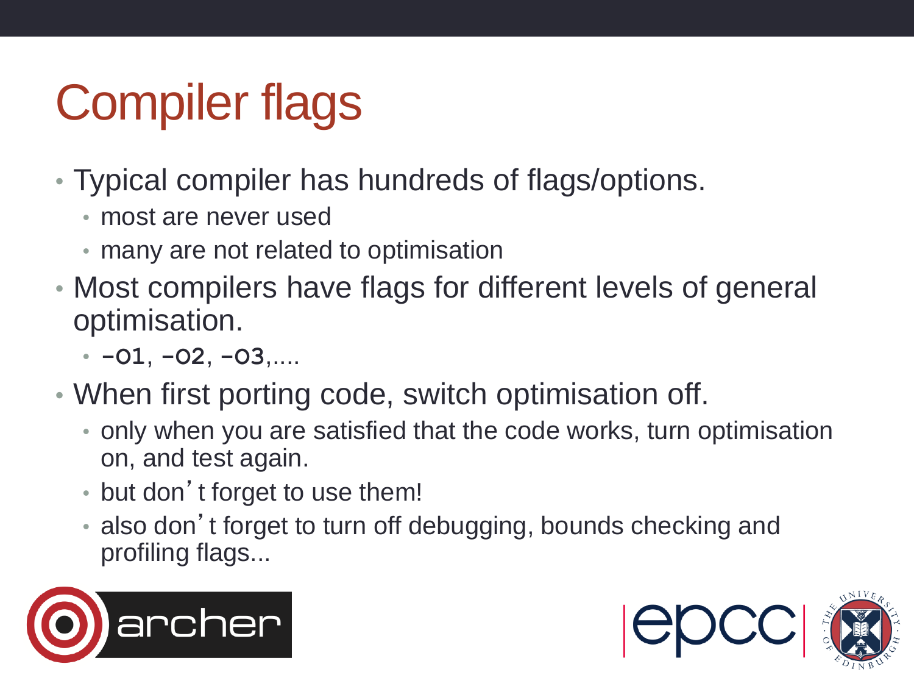# Compiler flags

- Typical compiler has hundreds of flags/options.
  - most are never used
  - many are not related to optimisation
- Most compilers have flags for different levels of general optimisation.
  - **`-O1`**, **`-O2`**, **`-O3`**,....
- When first porting code, switch optimisation off.
  - only when you are satisfied that the code works, turn optimisation on, and test again.
  - but don't forget to use them!
  - also don't forget to turn off debugging, bounds checking and profiling flags...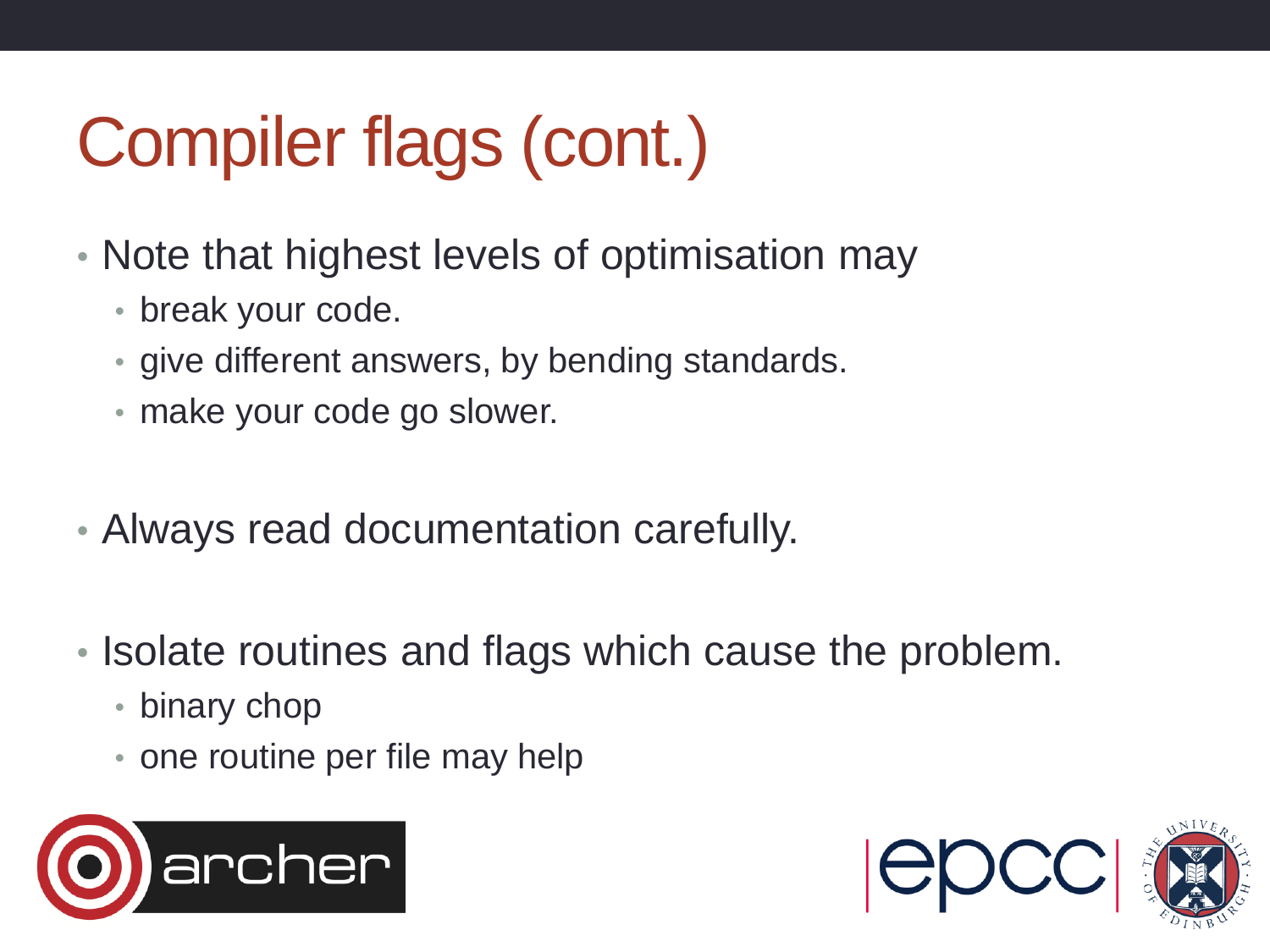# Compiler flags (cont.)

- Note that highest levels of optimisation may
  - break your code.
  - give different answers, by bending standards.
  - make your code go slower.

- Always read documentation carefully.

- Isolate routines and flags which cause the problem.
  - binary chop
  - one routine per file may help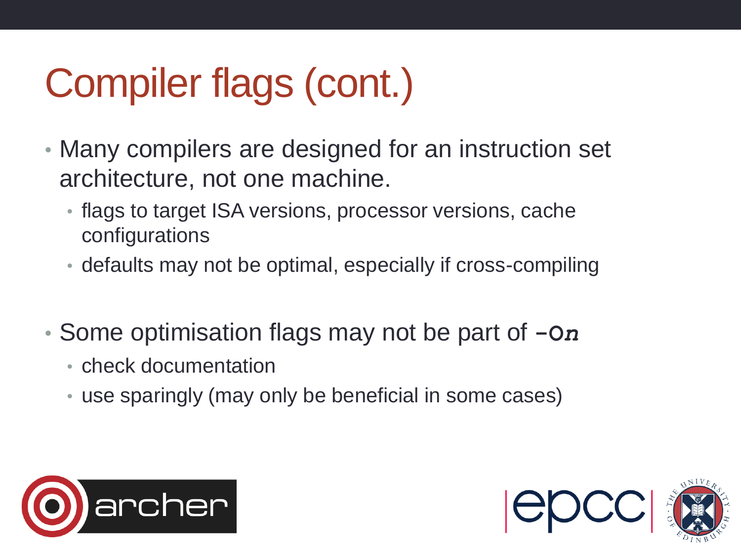# Compiler flags (cont.)

- Many compilers are designed for an instruction set architecture, not one machine.
  - flags to target ISA versions, processor versions, cache configurations
  - defaults may not be optimal, especially if cross-compiling
- Some optimisation flags may not be part of **`-O`*`n`***
  - check documentation
  - use sparingly (may only be beneficial in some cases)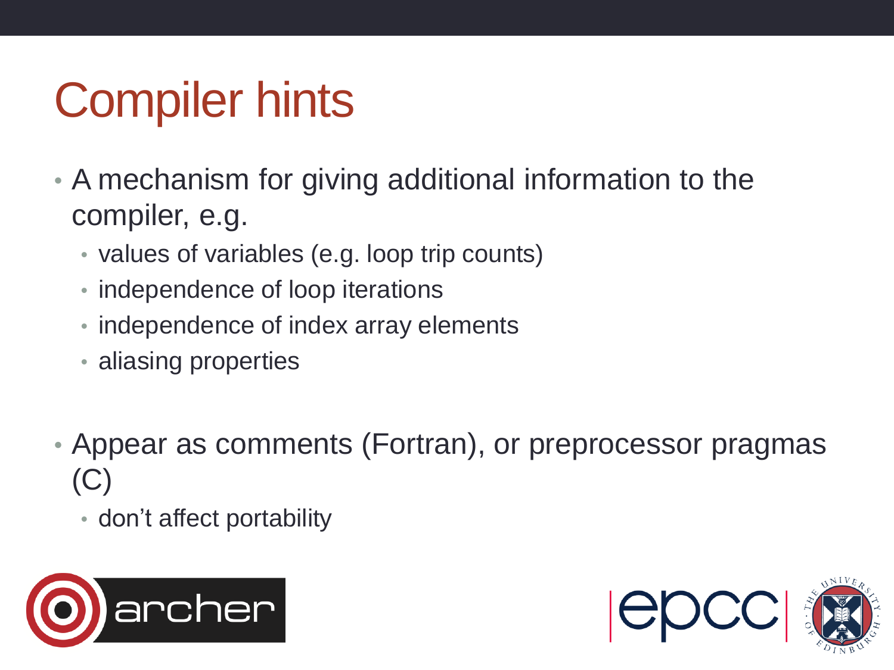# Compiler hints

- A mechanism for giving additional information to the compiler, e.g.
  - values of variables (e.g. loop trip counts)
  - independence of loop iterations
  - independence of index array elements
  - aliasing properties

- Appear as comments (Fortran), or preprocessor pragmas (C)
  - don’t affect portability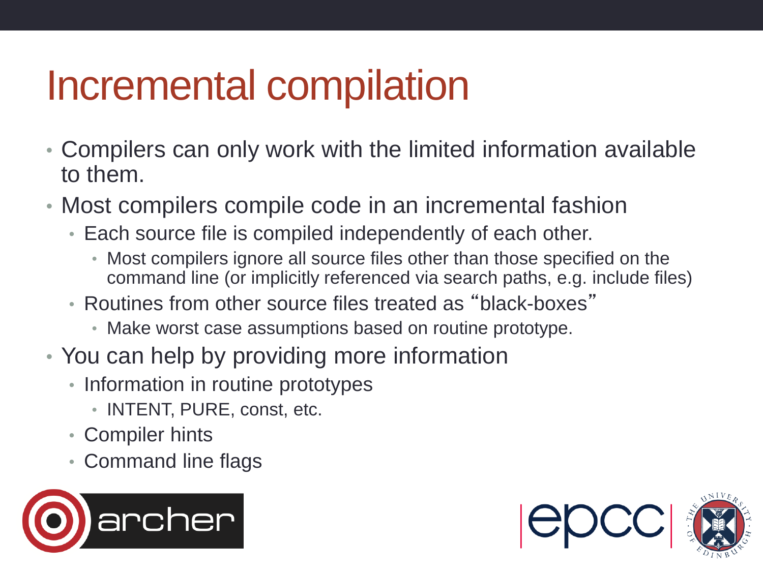# Incremental compilation

- Compilers can only work with the limited information available to them.
- Most compilers compile code in an incremental fashion
  - Each source file is compiled independently of each other.
    - Most compilers ignore all source files other than those specified on the command line (or implicitly referenced via search paths, e.g. include files)
  - Routines from other source files treated as "black-boxes"
    - Make worst case assumptions based on routine prototype.
- You can help by providing more information
  - Information in routine prototypes
    - INTENT, PURE, const, etc.
  - Compiler hints
  - Command line flags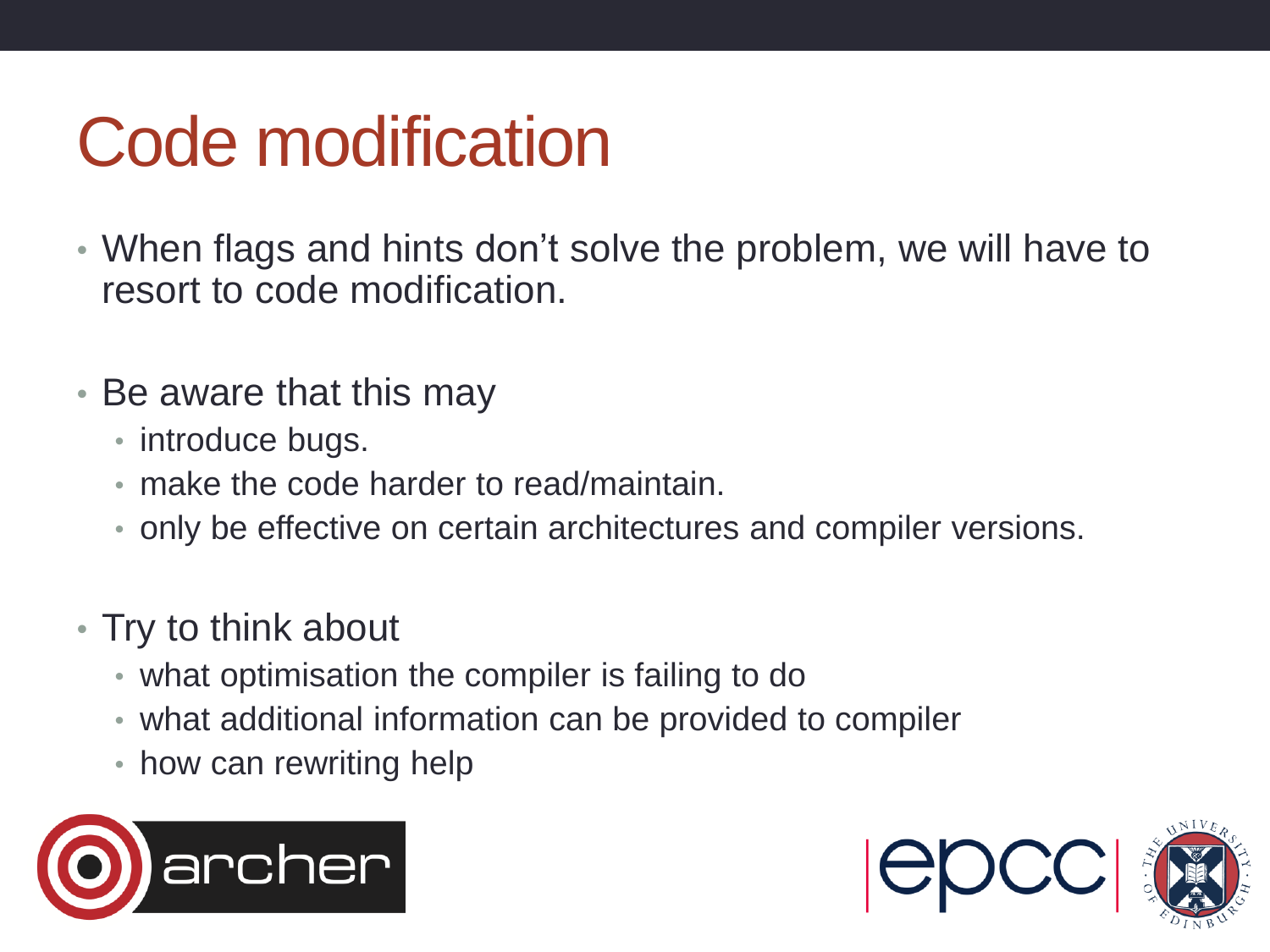# Code modification

- When flags and hints don't solve the problem, we will have to resort to code modification.

- Be aware that this may
  - introduce bugs.
  - make the code harder to read/maintain.
  - only be effective on certain architectures and compiler versions.

- Try to think about
  - what optimisation the compiler is failing to do
  - what additional information can be provided to compiler
  - how can rewriting help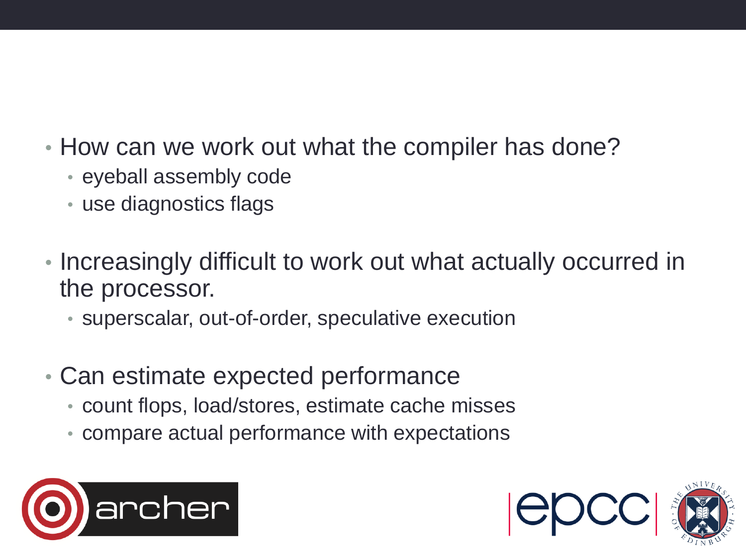- How can we work out what the compiler has done?
  - eyeball assembly code
  - use diagnostics flags
- Increasingly difficult to work out what actually occurred in the processor.
  - superscalar, out-of-order, speculative execution
- Can estimate expected performance
  - count flops, load/stores, estimate cache misses
  - compare actual performance with expectations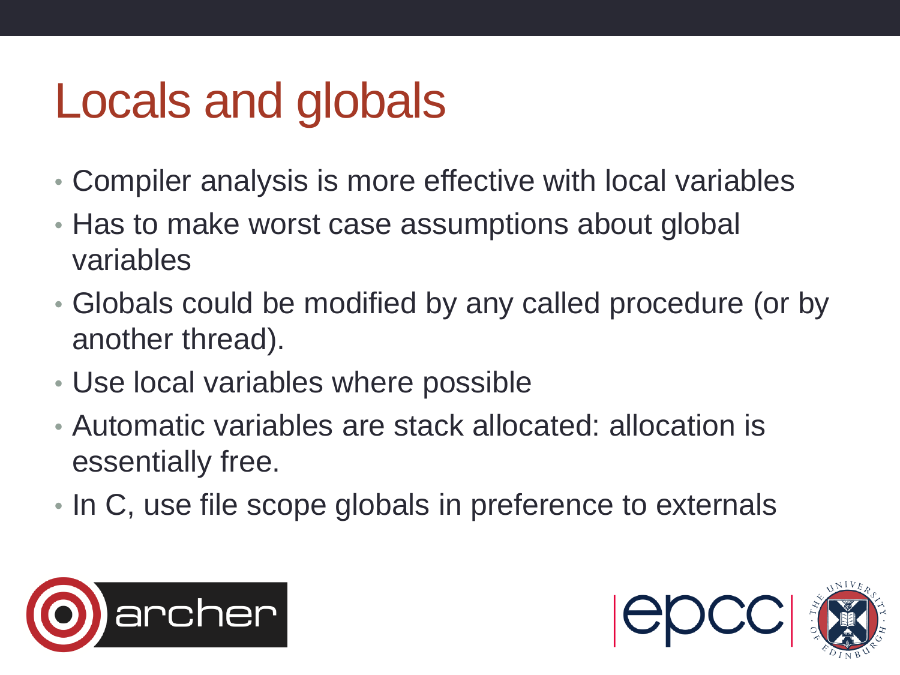# Locals and globals

- Compiler analysis is more effective with local variables
- Has to make worst case assumptions about global variables
- Globals could be modified by any called procedure (or by another thread).
- Use local variables where possible
- Automatic variables are stack allocated: allocation is essentially free.
- In C, use file scope globals in preference to externals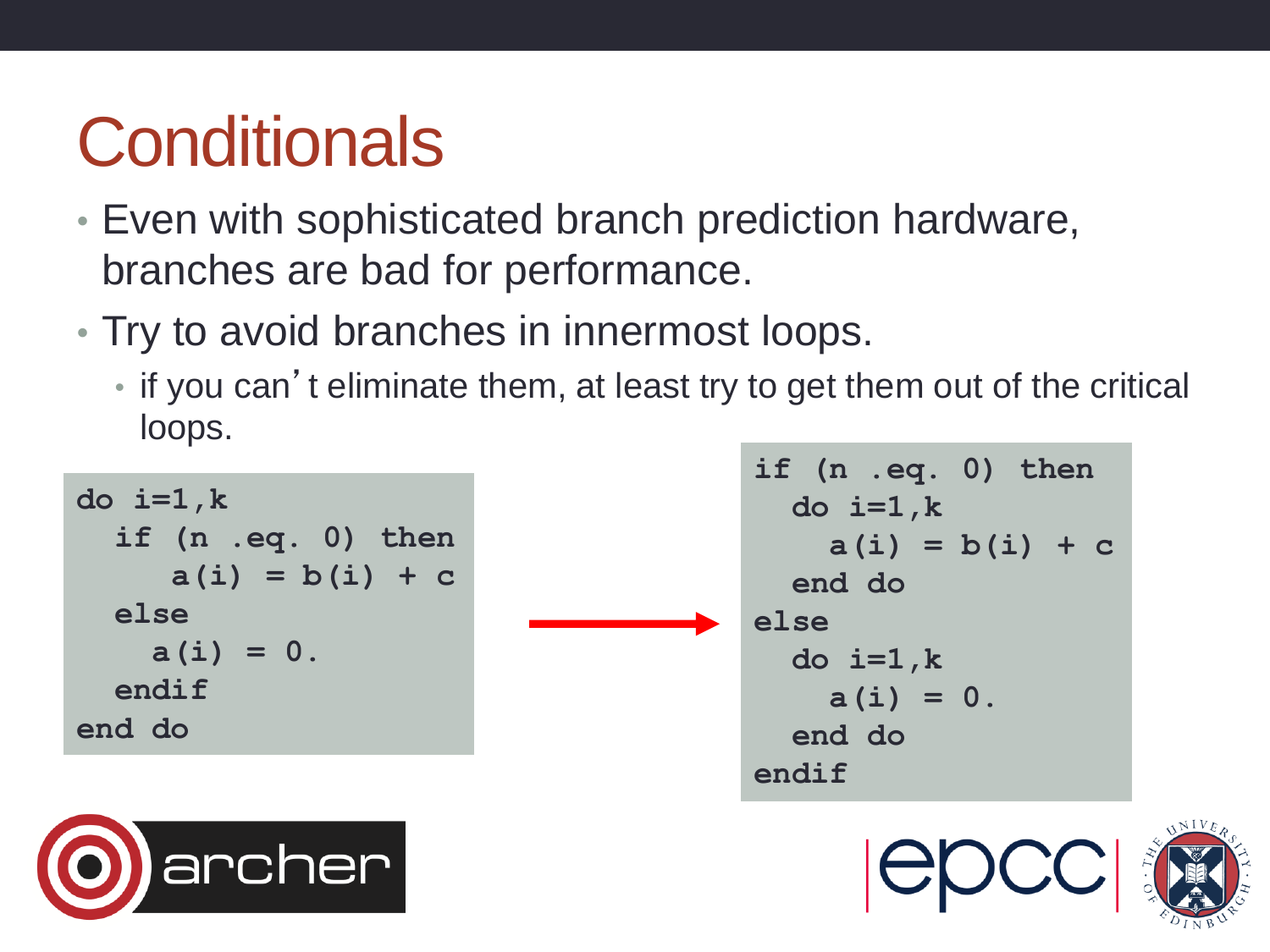# Conditionals

- Even with sophisticated branch prediction hardware, branches are bad for performance.
- Try to avoid branches in innermost loops.
  - if you can't eliminate them, at least try to get them out of the critical loops.

```
do i=1,k
  if (n .eq. 0) then
     a(i) = b(i) + c
  else
    a(i) = 0.
  endif
end do
```

→

```
if (n .eq. 0) then
  do i=1,k
    a(i) = b(i) + c
  end do
else
  do i=1,k
    a(i) = 0.
  end do
endif
```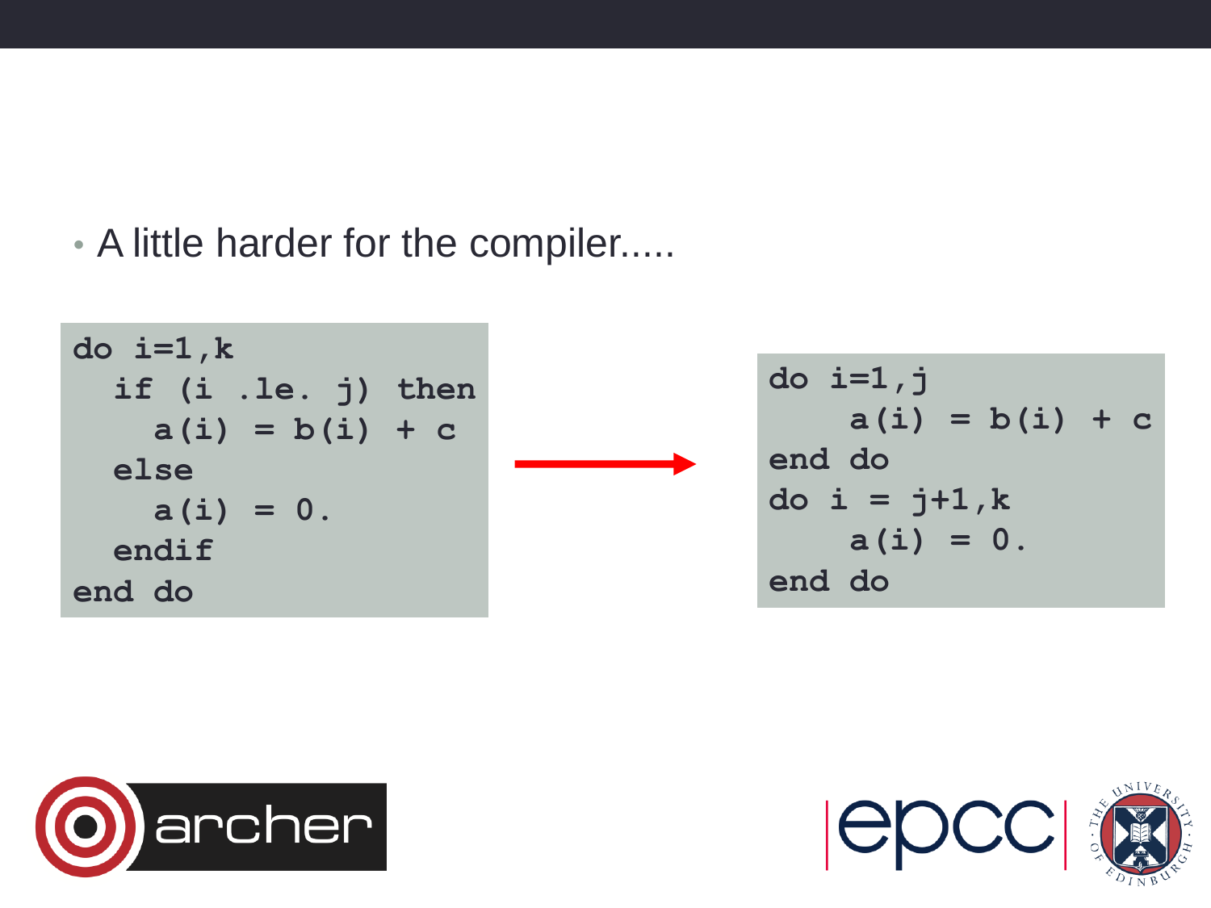- A little harder for the compiler.....

```
do i=1,k
  if (i .le. j) then
    a(i) = b(i) + c
  else
    a(i) = 0.
  endif
end do
```

→

```
do i=1,j
    a(i) = b(i) + c
end do
do i = j+1,k
    a(i) = 0.
end do
```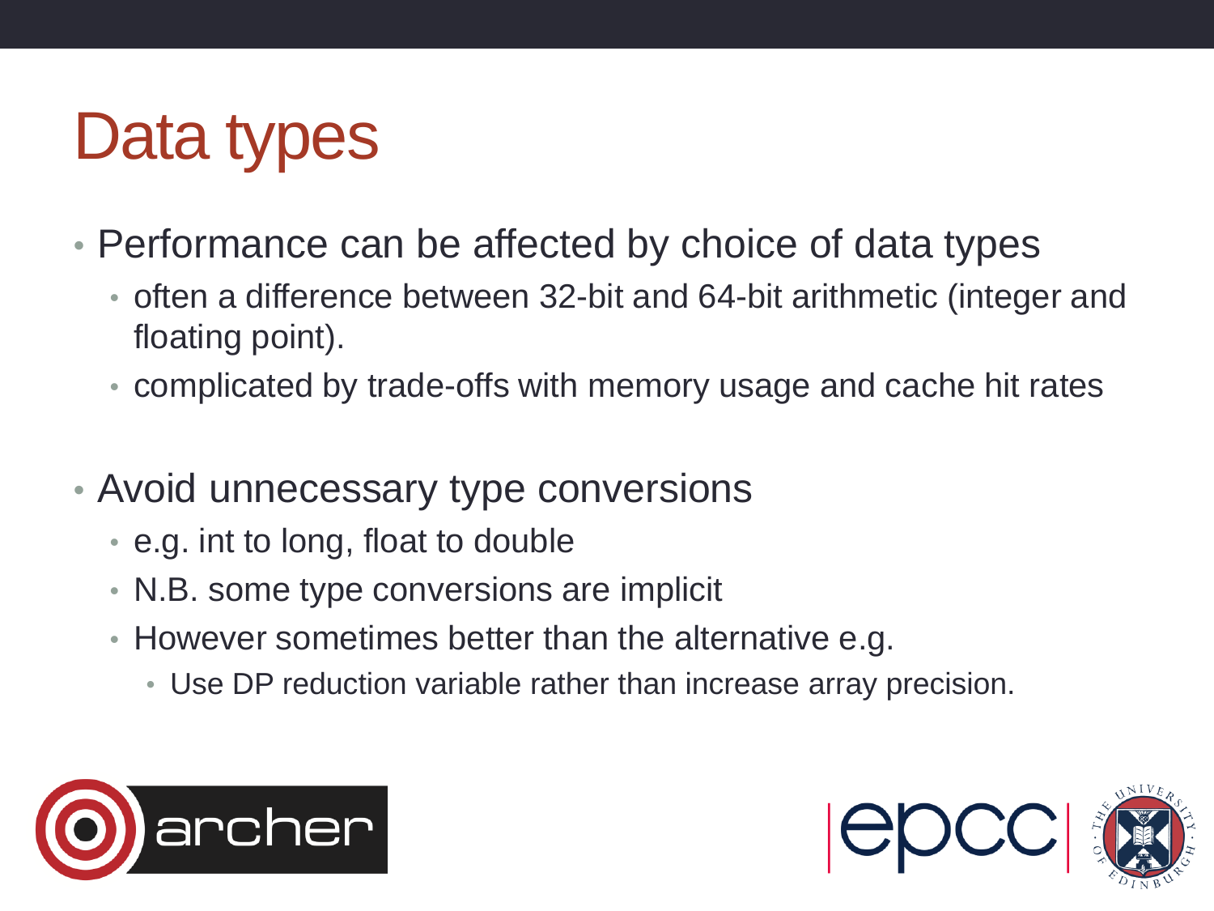# Data types

- Performance can be affected by choice of data types
  - often a difference between 32-bit and 64-bit arithmetic (integer and floating point).
  - complicated by trade-offs with memory usage and cache hit rates

- Avoid unnecessary type conversions
  - e.g. int to long, float to double
  - N.B. some type conversions are implicit
  - However sometimes better than the alternative e.g.
    - Use DP reduction variable rather than increase array precision.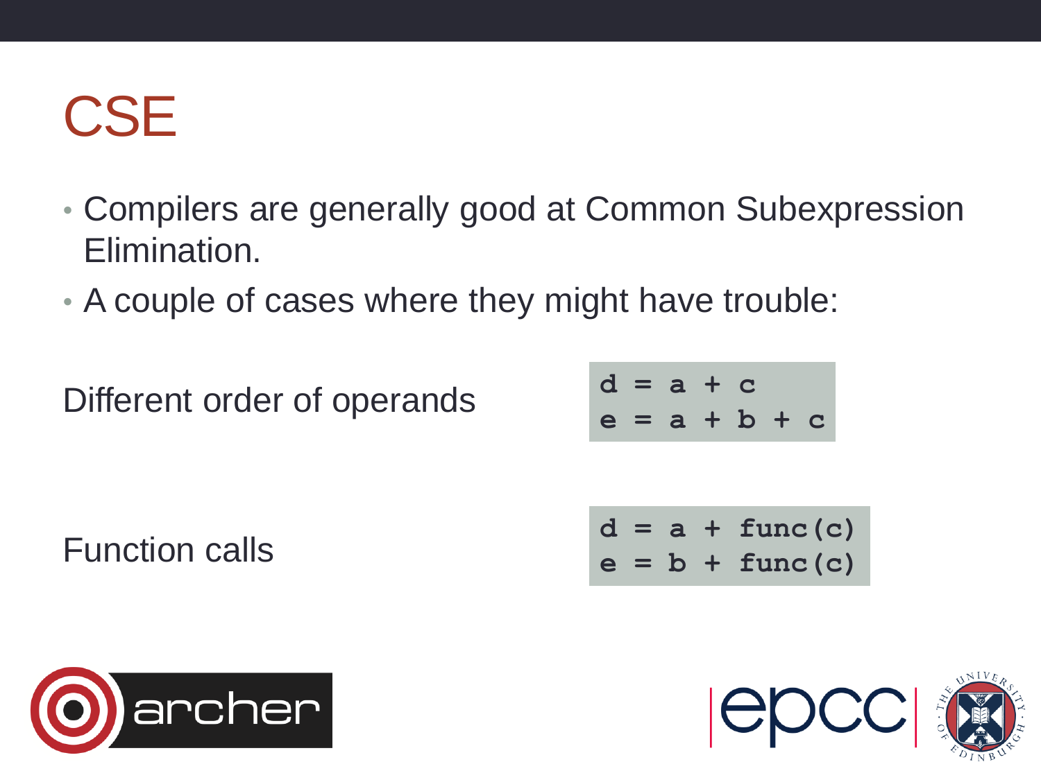# CSE

- Compilers are generally good at Common Subexpression Elimination.
- A couple of cases where they might have trouble:

Different order of operands

```
d = a + c
e = a + b + c
```

Function calls

```
d = a + func(c)
e = b + func(c)
```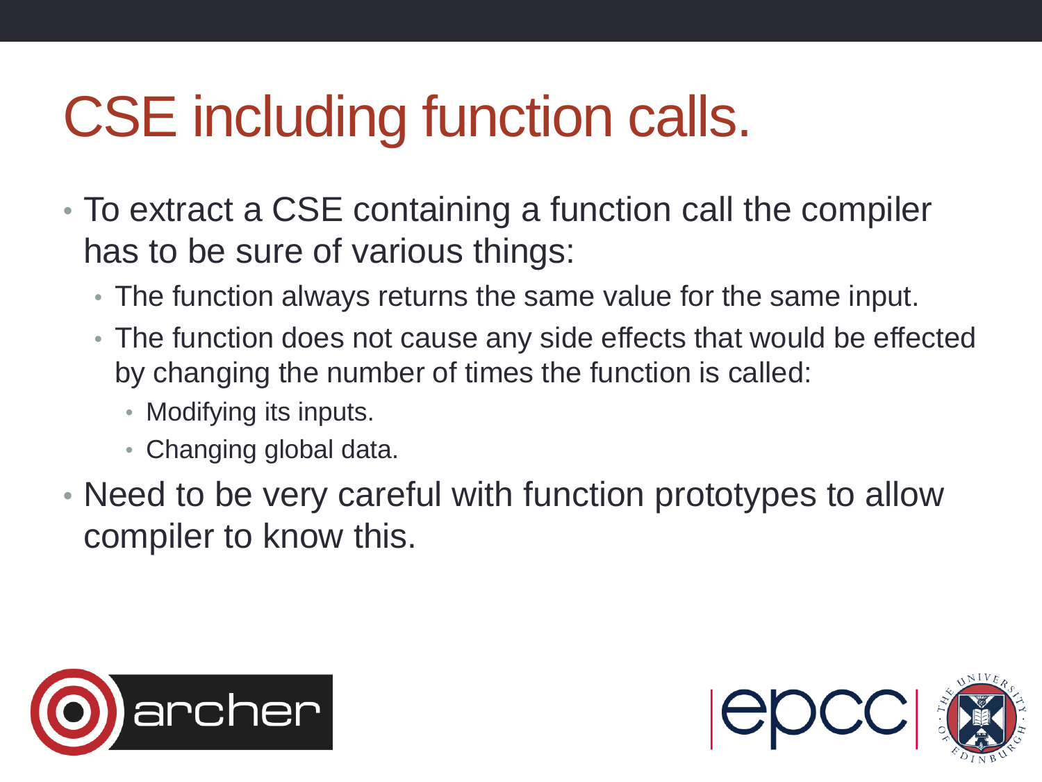# CSE including function calls.

- To extract a CSE containing a function call the compiler has to be sure of various things:
  - The function always returns the same value for the same input.
  - The function does not cause any side effects that would be effected by changing the number of times the function is called:
    - Modifying its inputs.
    - Changing global data.
- Need to be very careful with function prototypes to allow compiler to know this.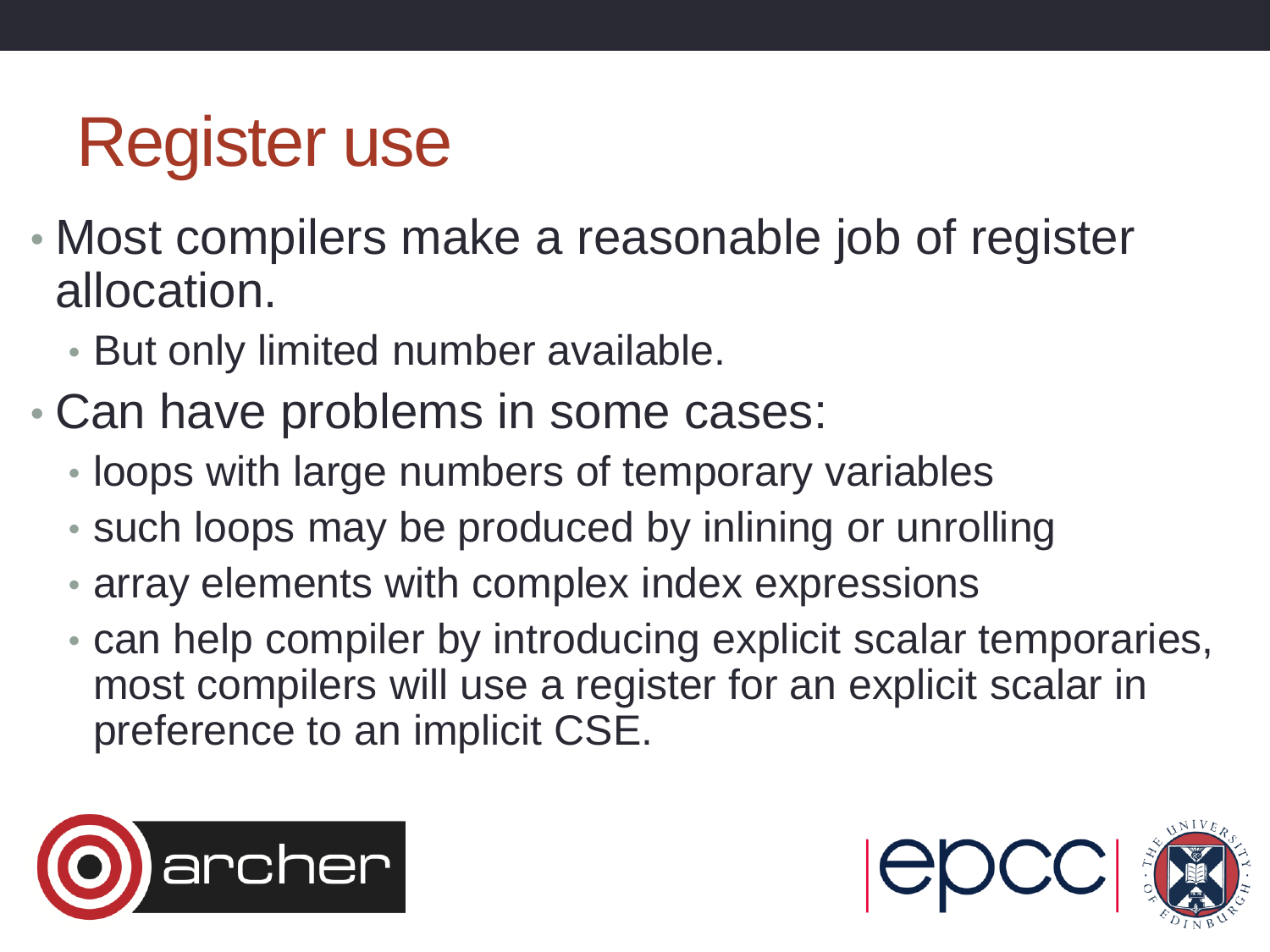# Register use

- Most compilers make a reasonable job of register allocation.
  - But only limited number available.
- Can have problems in some cases:
  - loops with large numbers of temporary variables
  - such loops may be produced by inlining or unrolling
  - array elements with complex index expressions
  - can help compiler by introducing explicit scalar temporaries, most compilers will use a register for an explicit scalar in preference to an implicit CSE.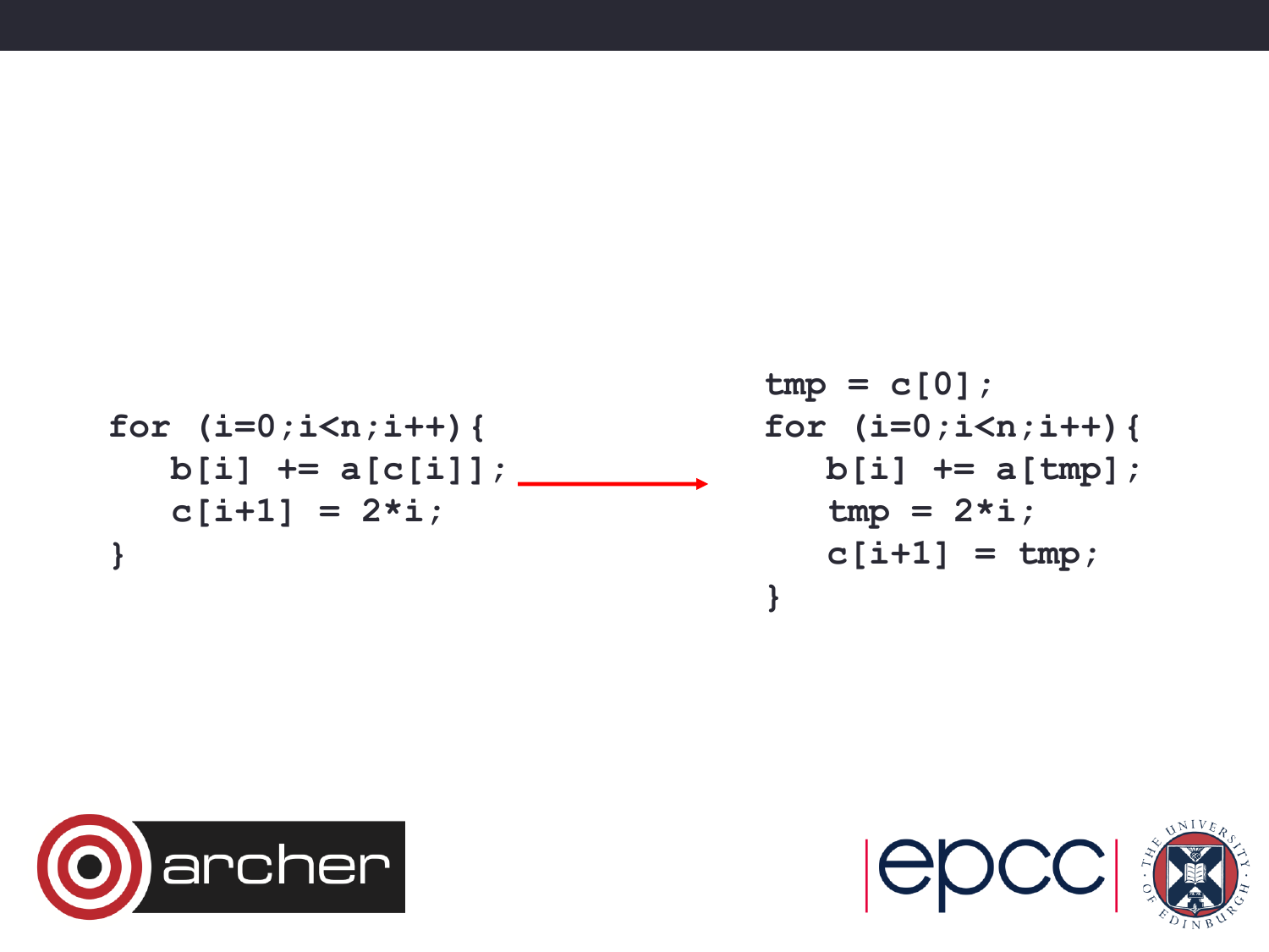```
for (i=0;i<n;i++){
   b[i] += a[c[i]];
   c[i+1] = 2*i;
}
```

```
tmp = c[0];
for (i=0;i<n;i++){
   b[i] += a[tmp];
   tmp = 2*i;
   c[i+1] = tmp;
}
```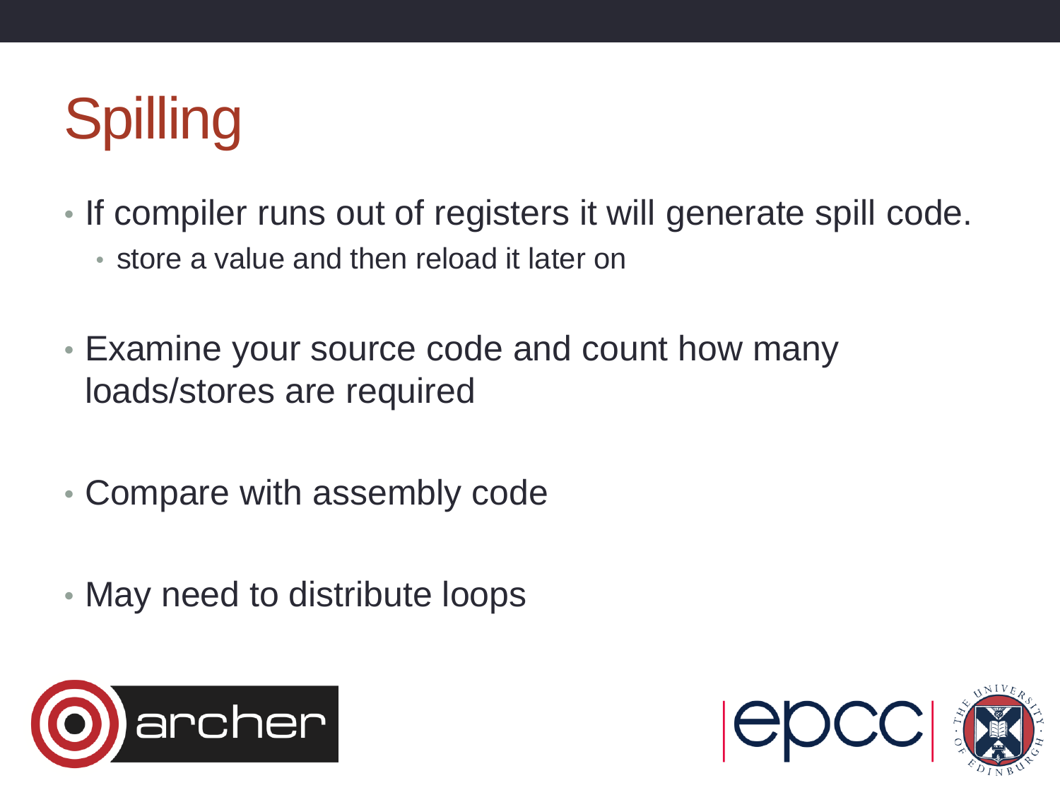# Spilling

- If compiler runs out of registers it will generate spill code.
  - store a value and then reload it later on
- Examine your source code and count how many loads/stores are required
- Compare with assembly code
- May need to distribute loops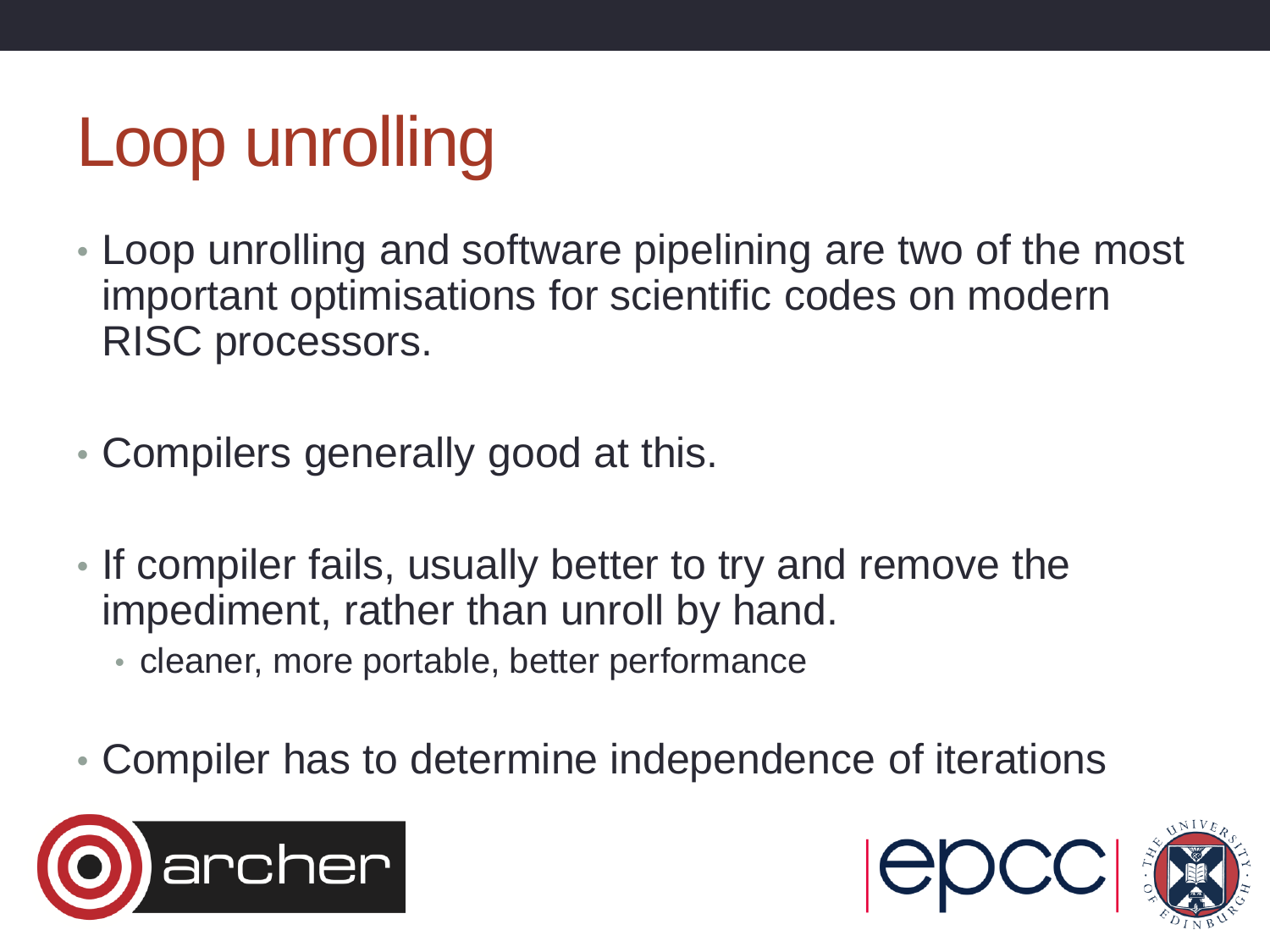# Loop unrolling

- Loop unrolling and software pipelining are two of the most important optimisations for scientific codes on modern RISC processors.
- Compilers generally good at this.
- If compiler fails, usually better to try and remove the impediment, rather than unroll by hand.
  - cleaner, more portable, better performance
- Compiler has to determine independence of iterations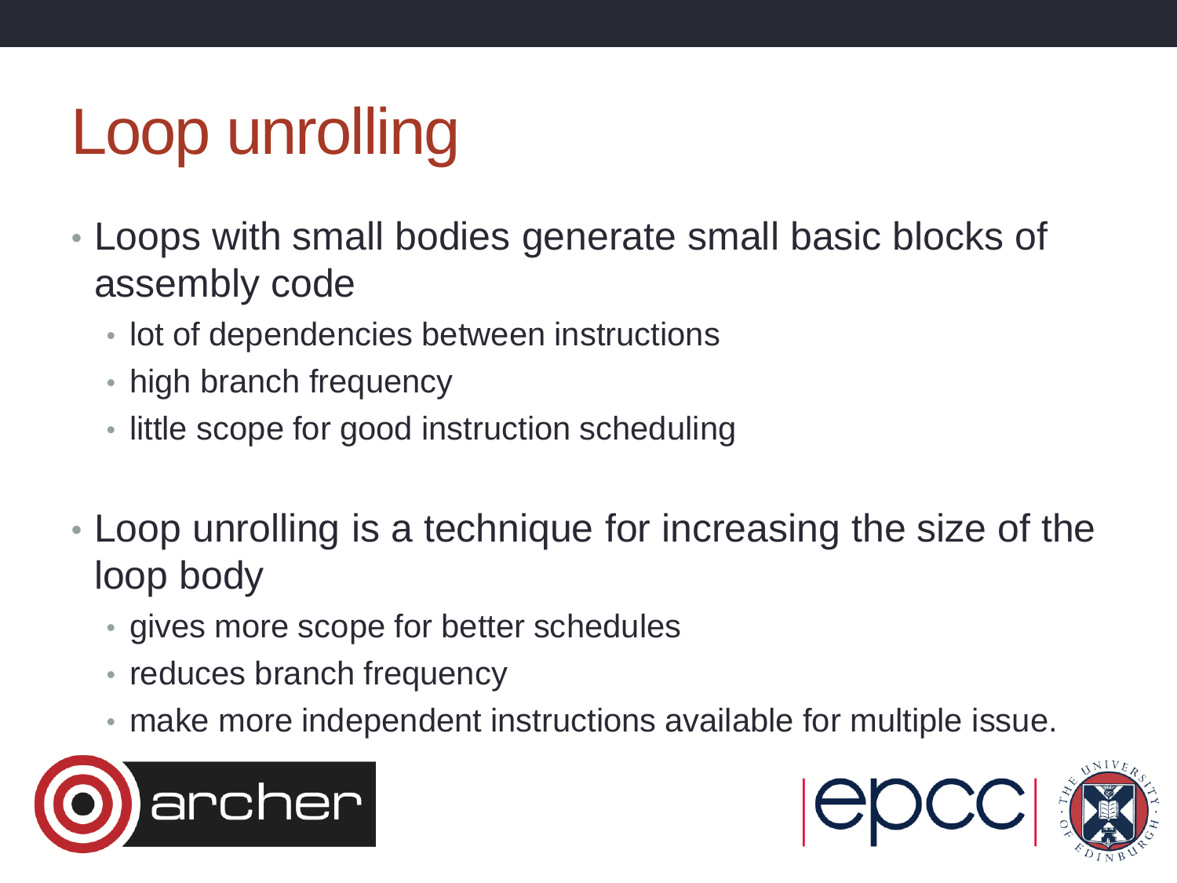# Loop unrolling

- Loops with small bodies generate small basic blocks of assembly code
  - lot of dependencies between instructions
  - high branch frequency
  - little scope for good instruction scheduling
- Loop unrolling is a technique for increasing the size of the loop body
  - gives more scope for better schedules
  - reduces branch frequency
  - make more independent instructions available for multiple issue.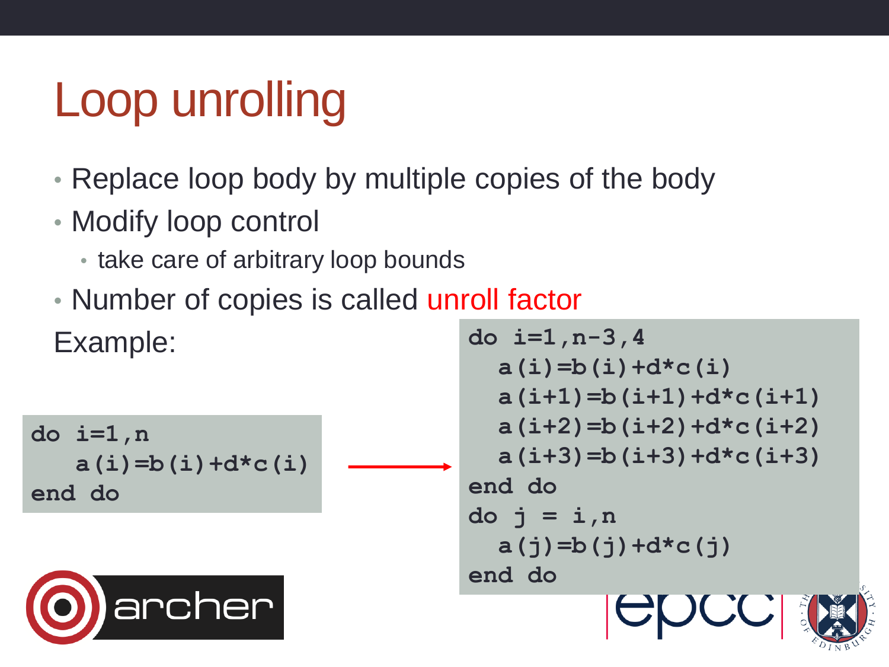# Loop unrolling

- Replace loop body by multiple copies of the body
- Modify loop control
  - take care of arbitrary loop bounds
- Number of copies is called unroll factor

Example:

```
do i=1,n
   a(i)=b(i)+d*c(i)
end do
```

```
do i=1,n-3,4
  a(i)=b(i)+d*c(i)
  a(i+1)=b(i+1)+d*c(i+1)
  a(i+2)=b(i+2)+d*c(i+2)
  a(i+3)=b(i+3)+d*c(i+3)
end do
do j = i,n
  a(j)=b(j)+d*c(j)
end do
```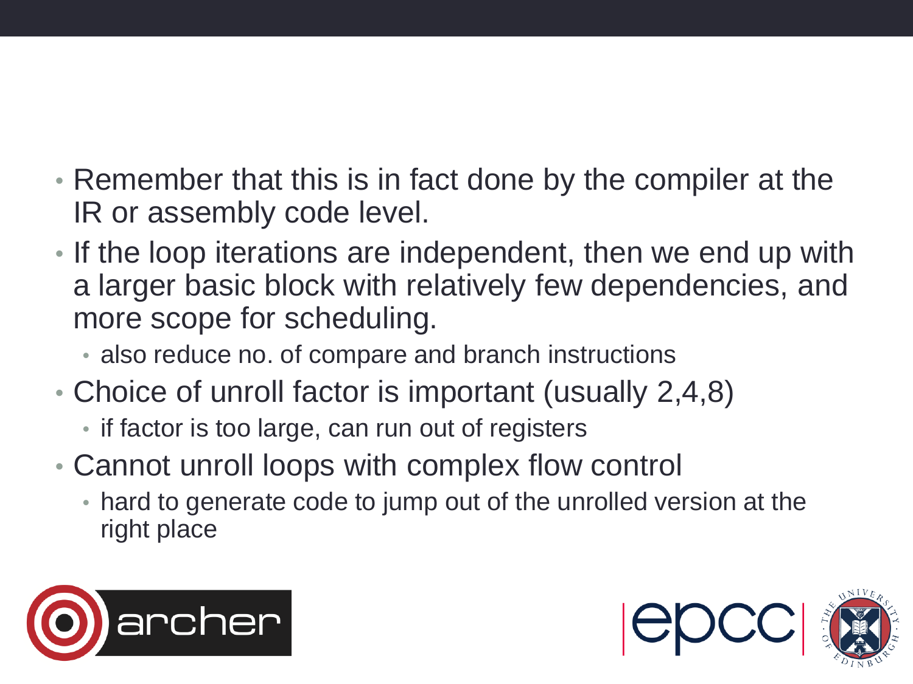- Remember that this is in fact done by the compiler at the IR or assembly code level.
- If the loop iterations are independent, then we end up with a larger basic block with relatively few dependencies, and more scope for scheduling.
  - also reduce no. of compare and branch instructions
- Choice of unroll factor is important (usually 2,4,8)
  - if factor is too large, can run out of registers
- Cannot unroll loops with complex flow control
  - hard to generate code to jump out of the unrolled version at the right place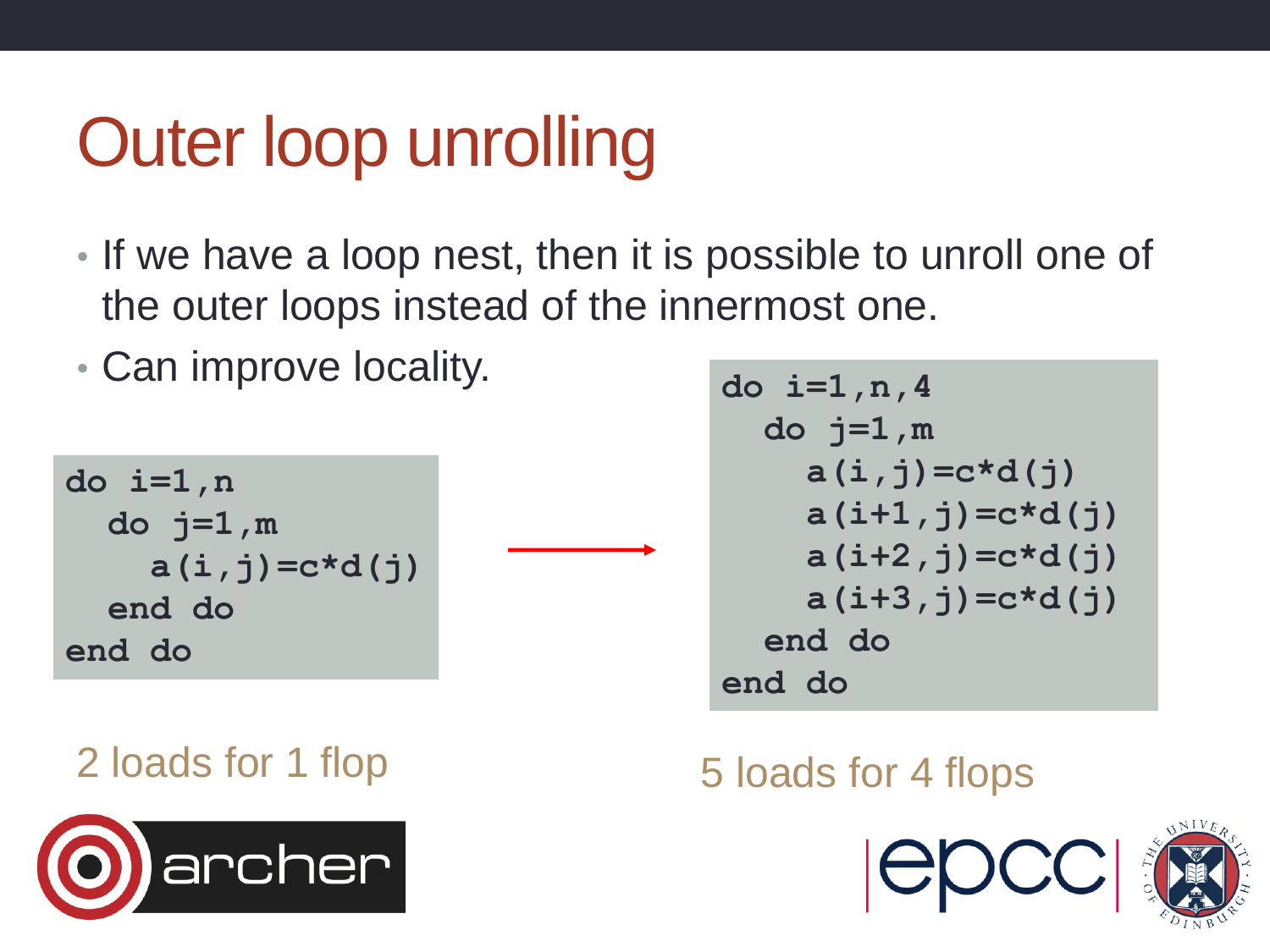# Outer loop unrolling

- If we have a loop nest, then it is possible to unroll one of the outer loops instead of the innermost one.
- Can improve locality.

```
do i=1,n
  do j=1,m
    a(i,j)=c*d(j)
  end do
end do
```

2 loads for 1 flop

```
do i=1,n,4
  do j=1,m
    a(i,j)=c*d(j)
    a(i+1,j)=c*d(j)
    a(i+2,j)=c*d(j)
    a(i+3,j)=c*d(j)
  end do
end do
```

5 loads for 4 flops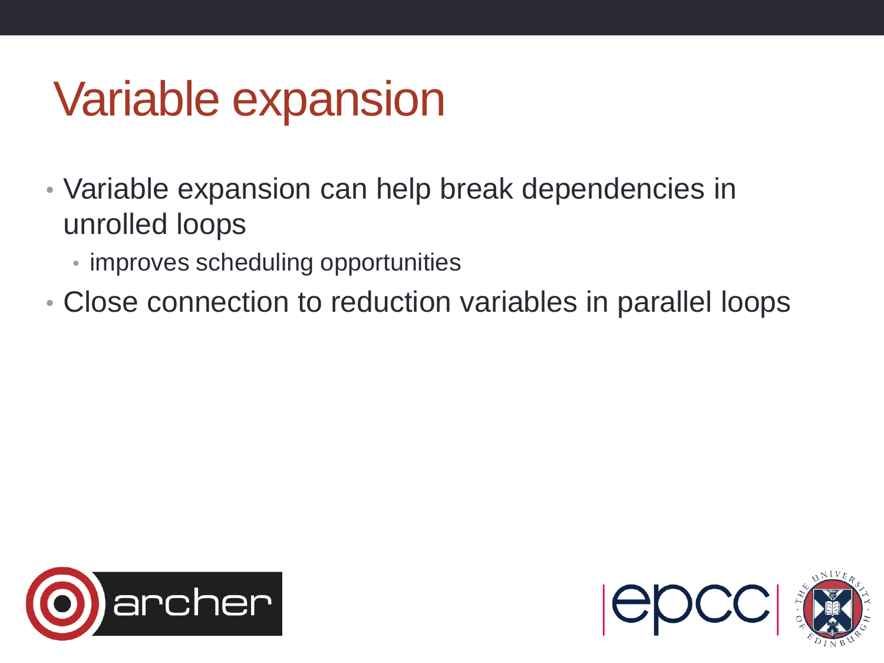# Variable expansion

- Variable expansion can help break dependencies in unrolled loops
  - improves scheduling opportunities
- Close connection to reduction variables in parallel loops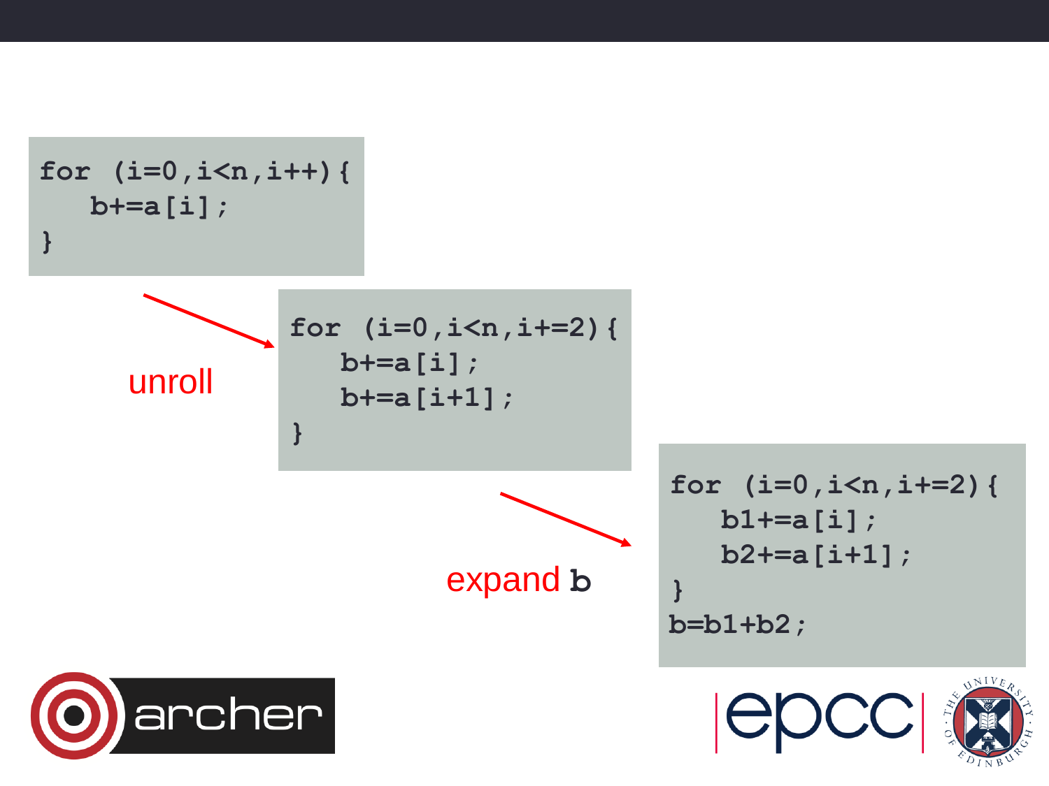```
for (i=0,i<n,i++){
   b+=a[i];
}
```

unroll

```
for (i=0,i<n,i+=2){
   b+=a[i];
   b+=a[i+1];
}
```

expand **b**

```
for (i=0,i<n,i+=2){
   b1+=a[i];
   b2+=a[i+1];
}
b=b1+b2;
```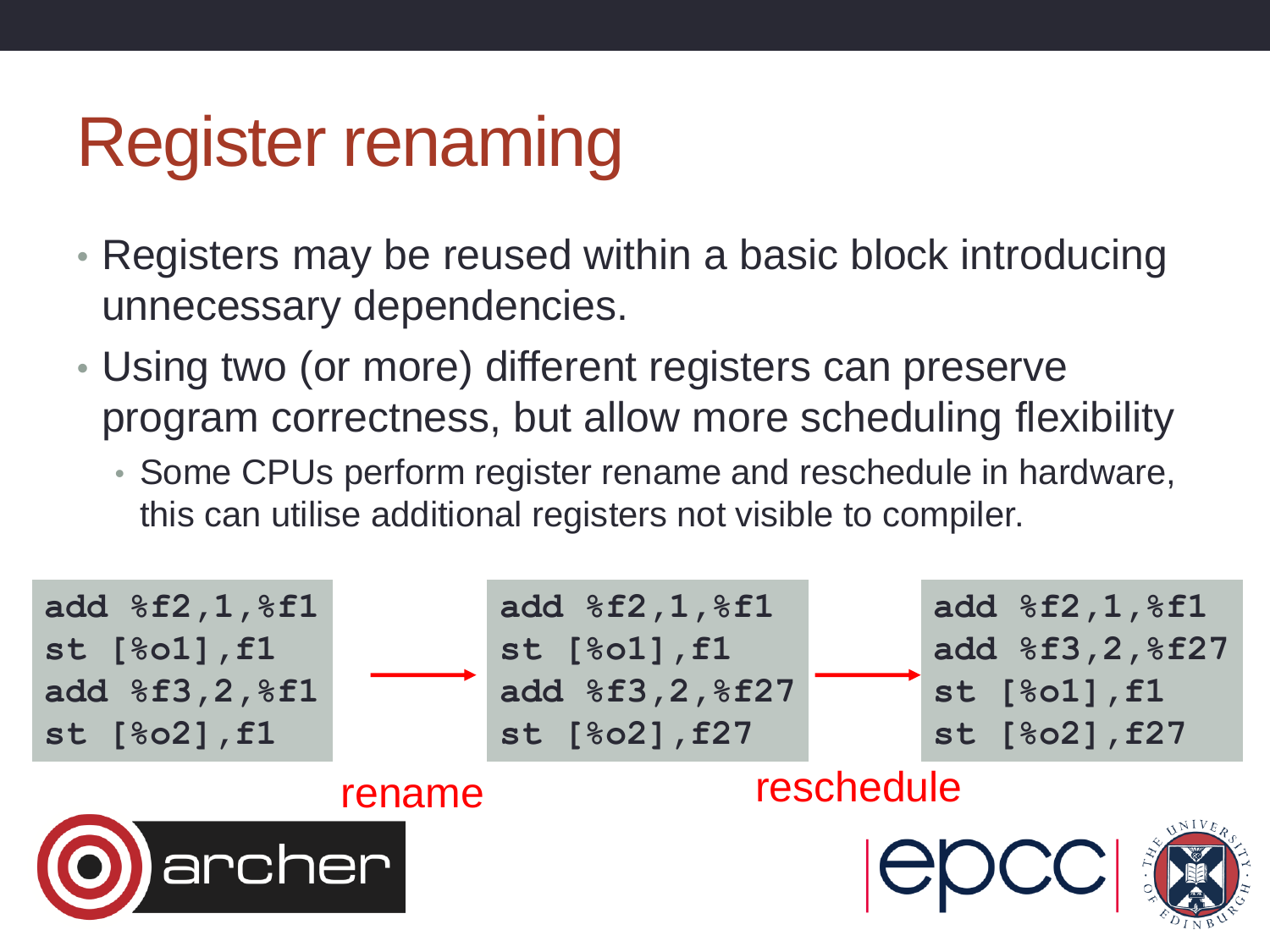# Register renaming

- Registers may be reused within a basic block introducing unnecessary dependencies.
- Using two (or more) different registers can preserve program correctness, but allow more scheduling flexibility
  - Some CPUs perform register rename and reschedule in hardware, this can utilise additional registers not visible to compiler.

```
add %f2,1,%f1
st [%o1],f1
add %f3,2,%f1
st [%o2],f1
```

rename →

```
add %f2,1,%f1
st [%o1],f1
add %f3,2,%f27
st [%o2],f27
```

reschedule →

```
add %f2,1,%f1
add %f3,2,%f27
st [%o1],f1
st [%o2],f27
```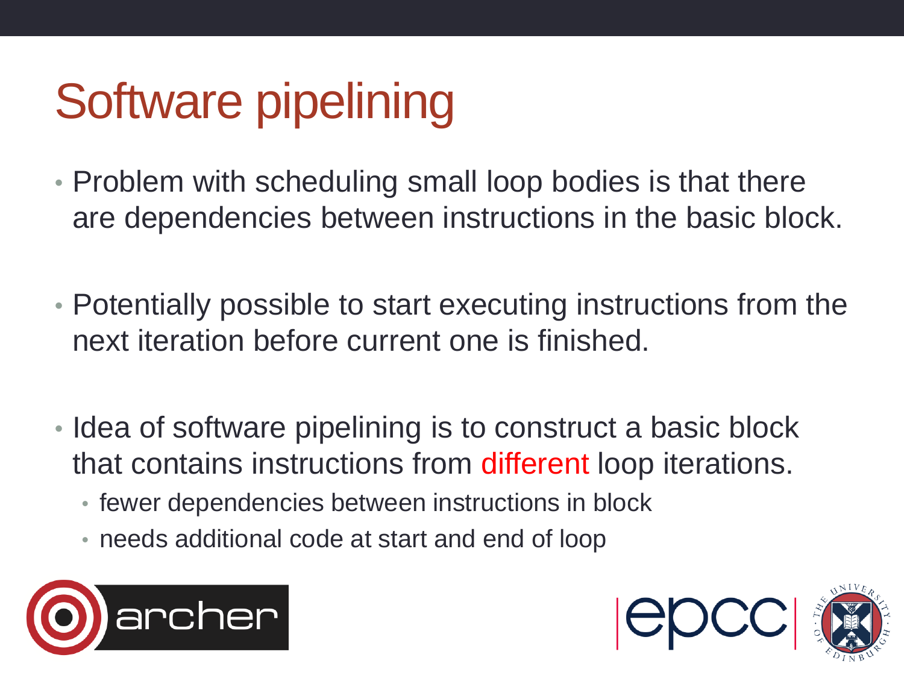# Software pipelining

- Problem with scheduling small loop bodies is that there are dependencies between instructions in the basic block.

- Potentially possible to start executing instructions from the next iteration before current one is finished.

- Idea of software pipelining is to construct a basic block that contains instructions from different loop iterations.
  - fewer dependencies between instructions in block
  - needs additional code at start and end of loop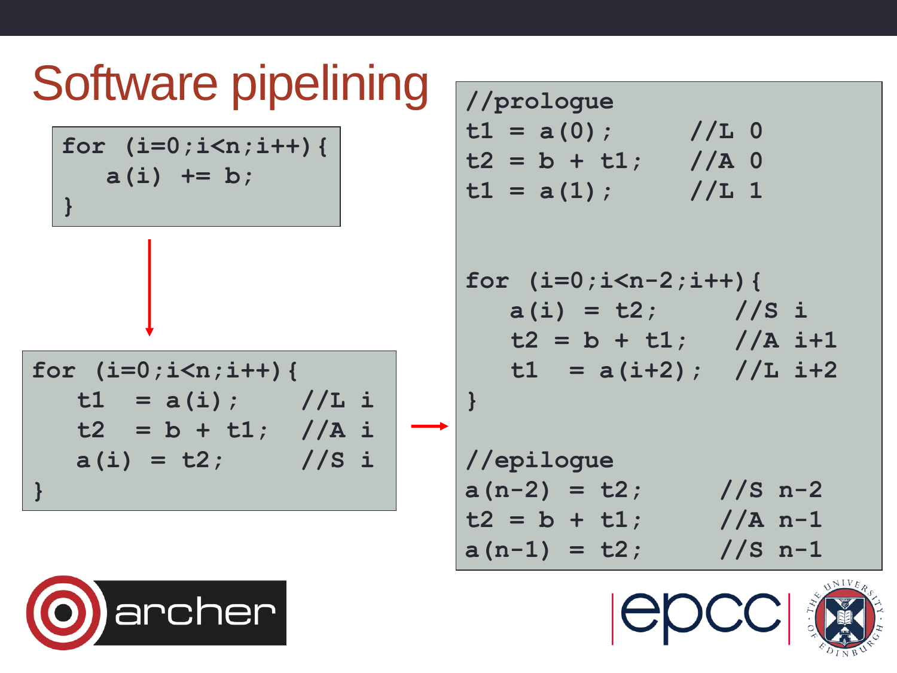# Software pipelining

```
for (i=0;i<n;i++){
   a(i) += b;
}
```

```
for (i=0;i<n;i++){
   t1  = a(i);     //L i
   t2  = b + t1;   //A i
   a(i) = t2;      //S i
}
```

```
//prologue
t1 = a(0);      //L 0
t2 = b + t1;    //A 0
t1 = a(1);      //L 1


for (i=0;i<n-2;i++){
   a(i) = t2;      //S i
   t2 = b + t1;    //A i+1
   t1  = a(i+2);   //L i+2
}

//epilogue
a(n-2) = t2;      //S n-2
t2 = b + t1;      //A n-1
a(n-1) = t2;      //S n-1
```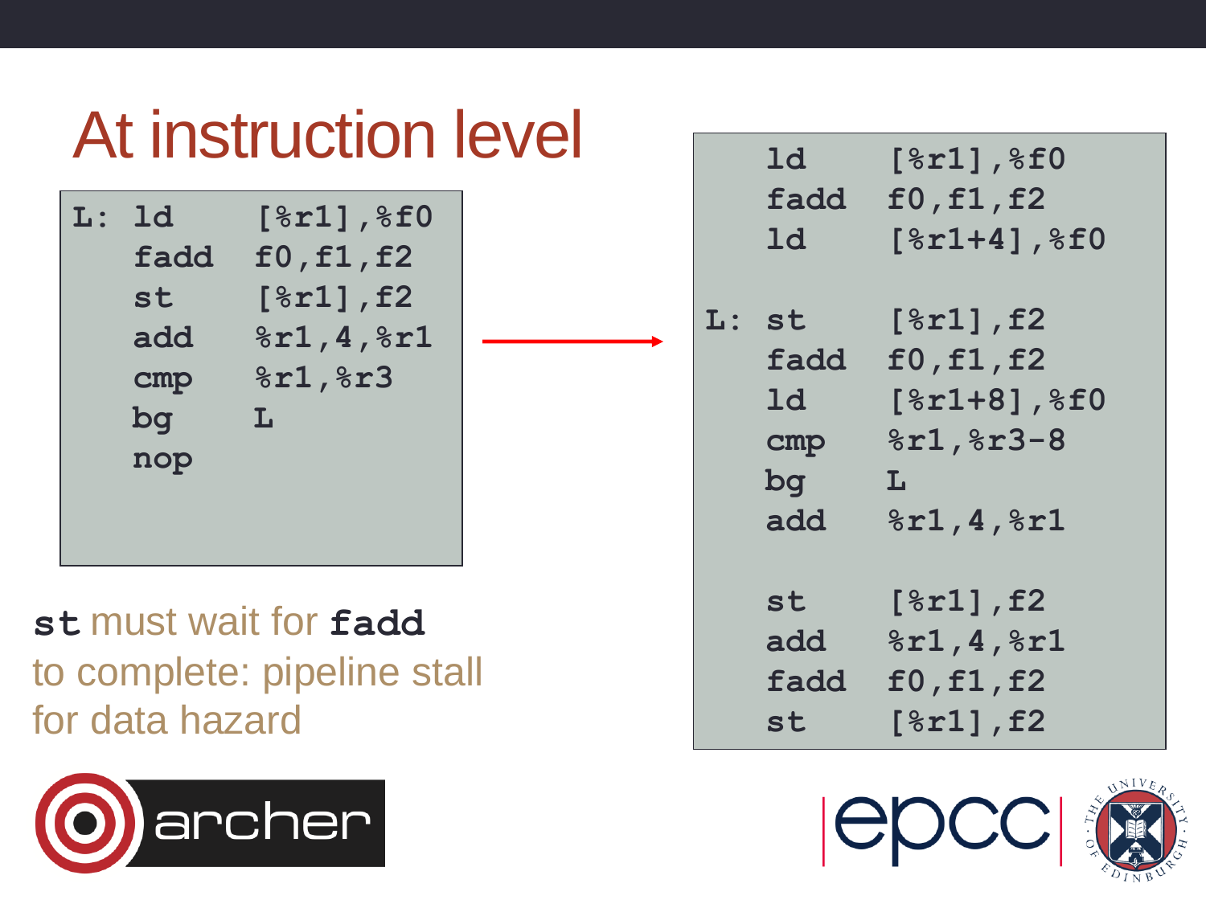# At instruction level

```
L: ld     [%r1],%f0
   fadd   f0,f1,f2
   st     [%r1],f2
   add    %r1,4,%r1
   cmp    %r1,%r3
   bg     L
   nop
```

**st** must wait for **fadd** to complete: pipeline stall for data hazard

```
   ld     [%r1],%f0
   fadd   f0,f1,f2
   ld     [%r1+4],%f0

L: st     [%r1],f2
   fadd   f0,f1,f2
   ld     [%r1+8],%f0
   cmp    %r1,%r3-8
   bg     L
   add    %r1,4,%r1

   st     [%r1],f2
   add    %r1,4,%r1
   fadd   f0,f1,f2
   st     [%r1],f2
```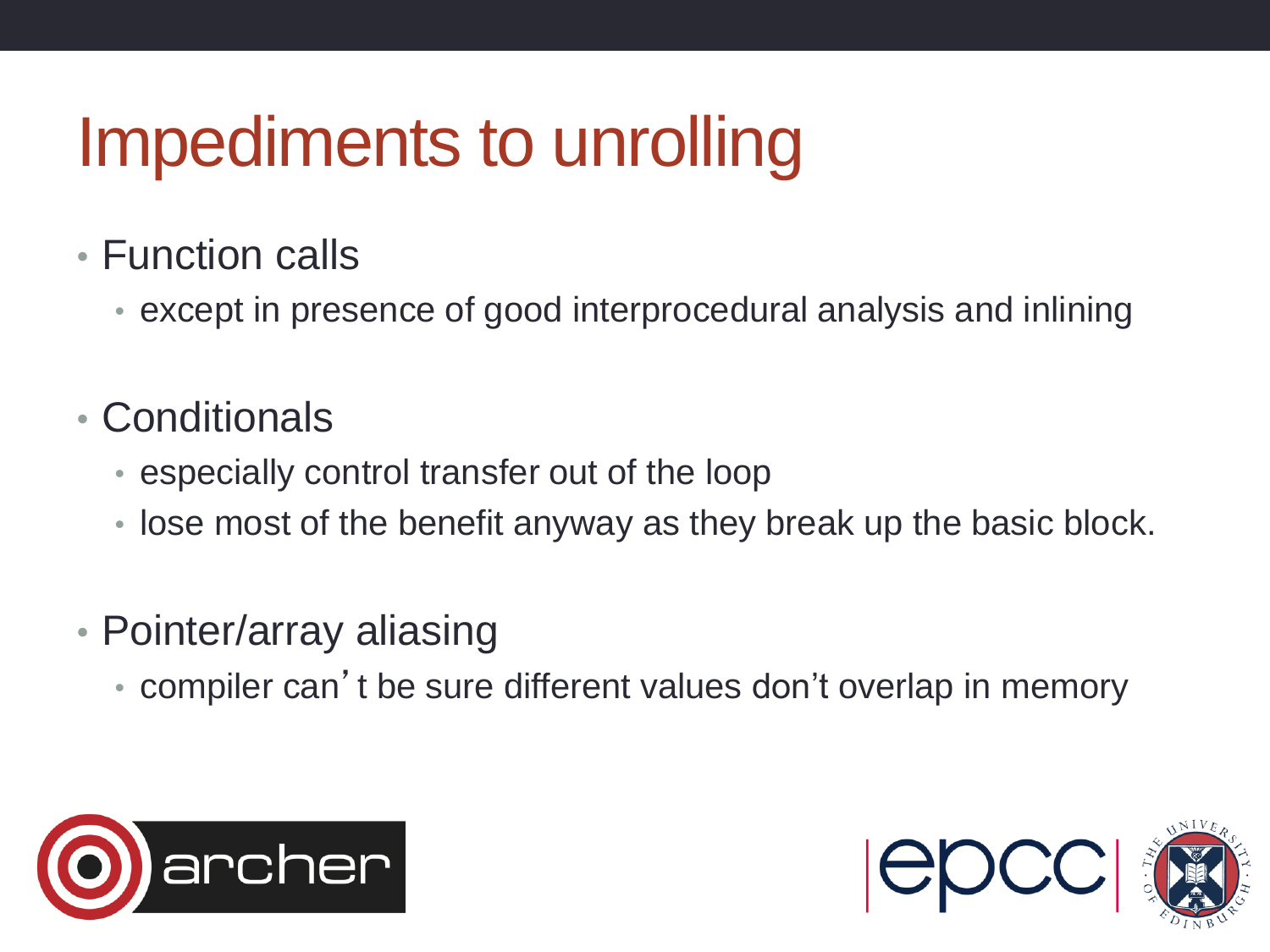# Impediments to unrolling

- Function calls
  - except in presence of good interprocedural analysis and inlining
- Conditionals
  - especially control transfer out of the loop
  - lose most of the benefit anyway as they break up the basic block.
- Pointer/array aliasing
  - compiler can't be sure different values don't overlap in memory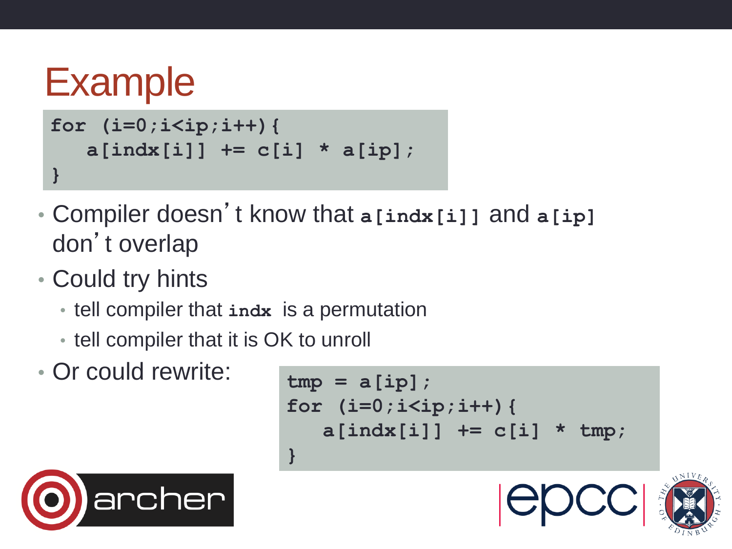# Example

```
for (i=0;i<ip;i++){
   a[indx[i]] += c[i] * a[ip];
}
```

- Compiler doesn't know that `a[indx[i]]` and `a[ip]` don't overlap
- Could try hints
  - tell compiler that `indx` is a permutation
  - tell compiler that it is OK to unroll
- Or could rewrite:

```
tmp = a[ip];
for (i=0;i<ip;i++){
   a[indx[i]] += c[i] * tmp;
}
```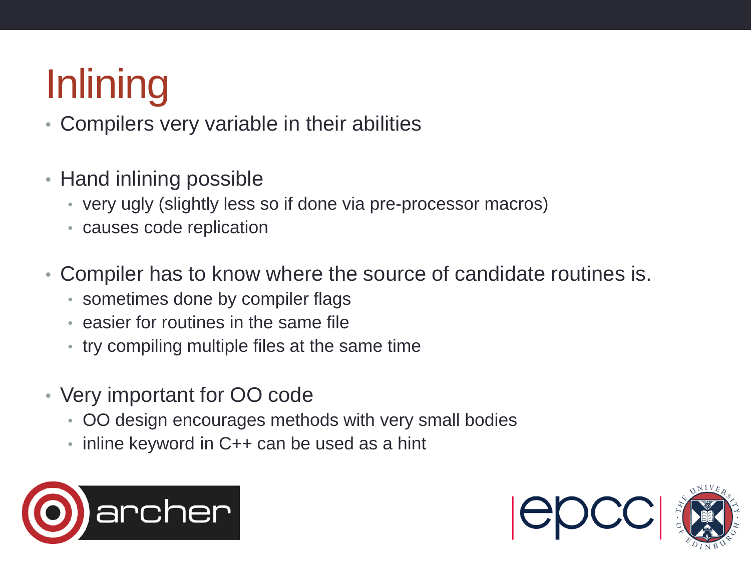# Inlining

- Compilers very variable in their abilities

- Hand inlining possible
  - very ugly (slightly less so if done via pre-processor macros)
  - causes code replication

- Compiler has to know where the source of candidate routines is.
  - sometimes done by compiler flags
  - easier for routines in the same file
  - try compiling multiple files at the same time

- Very important for OO code
  - OO design encourages methods with very small bodies
  - inline keyword in C++ can be used as a hint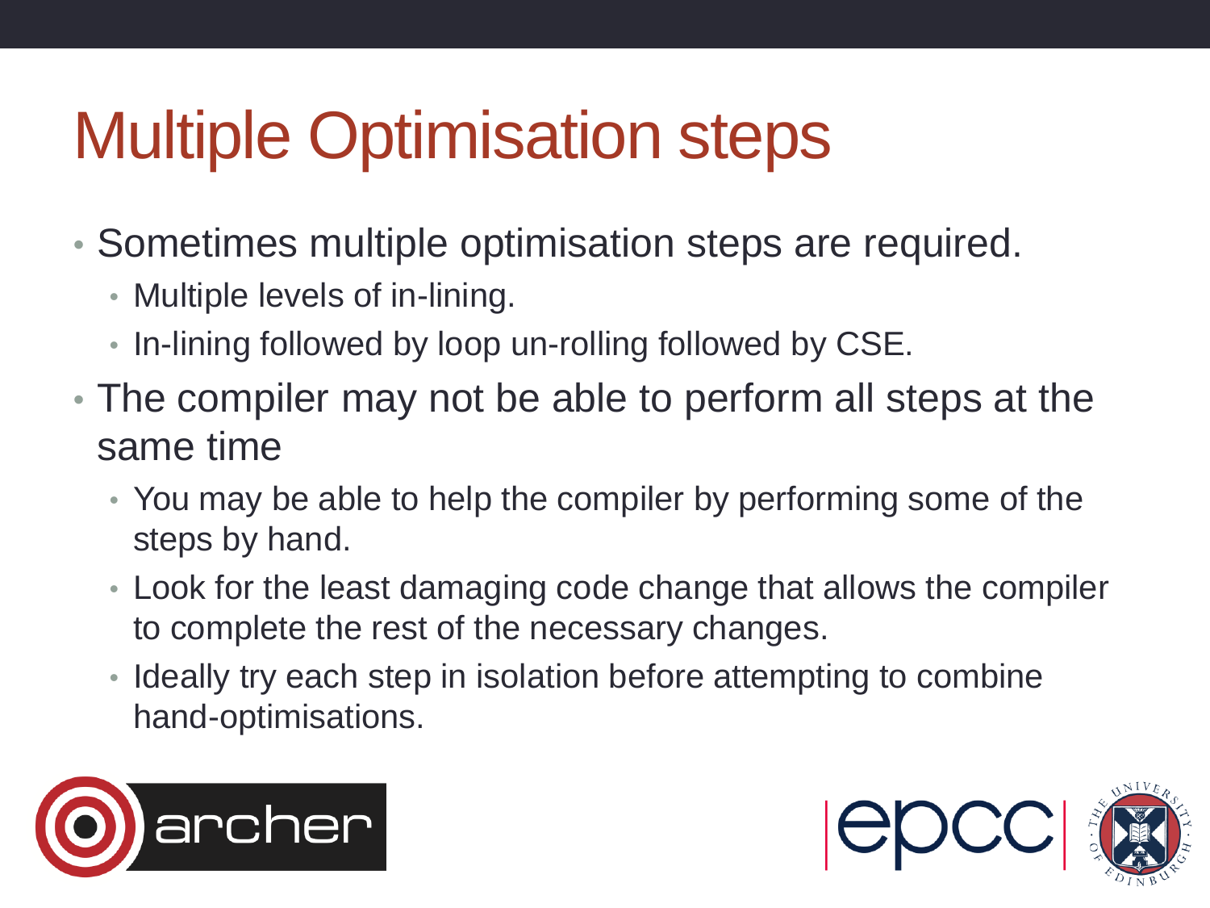# Multiple Optimisation steps

- Sometimes multiple optimisation steps are required.
  - Multiple levels of in-lining.
  - In-lining followed by loop un-rolling followed by CSE.
- The compiler may not be able to perform all steps at the same time
  - You may be able to help the compiler by performing some of the steps by hand.
  - Look for the least damaging code change that allows the compiler to complete the rest of the necessary changes.
  - Ideally try each step in isolation before attempting to combine hand-optimisations.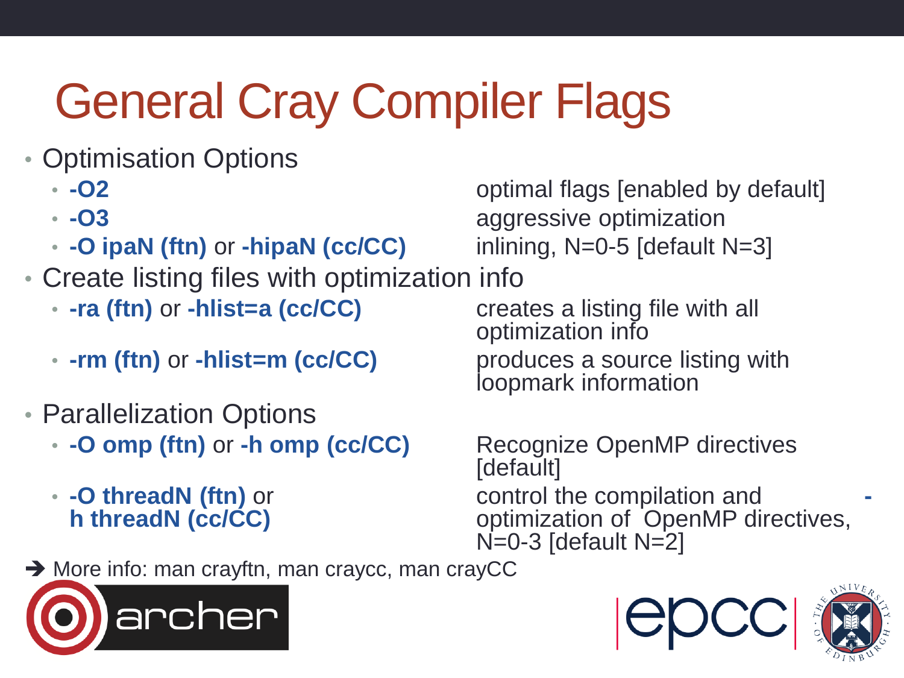# General Cray Compiler Flags

- Optimisation Options
  - **-O2** — optimal flags [enabled by default]
  - **-O3** — aggressive optimization
  - **-O ipaN (ftn)** or **-hipaN (cc/CC)** — inlining, N=0-5 [default N=3]
- Create listing files with optimization info
  - **-ra (ftn)** or **-hlist=a (cc/CC)** — creates a listing file with all optimization info
  - **-rm (ftn)** or **-hlist=m (cc/CC)** — produces a source listing with loopmark information
- Parallelization Options
  - **-O omp (ftn)** or **-h omp (cc/CC)** — Recognize OpenMP directives [default]
  - **-O threadN (ftn)** or **-h threadN (cc/CC)** — control the compilation and optimization of OpenMP directives, N=0-3 [default N=2]

➔ More info: man crayftn, man craycc, man crayCC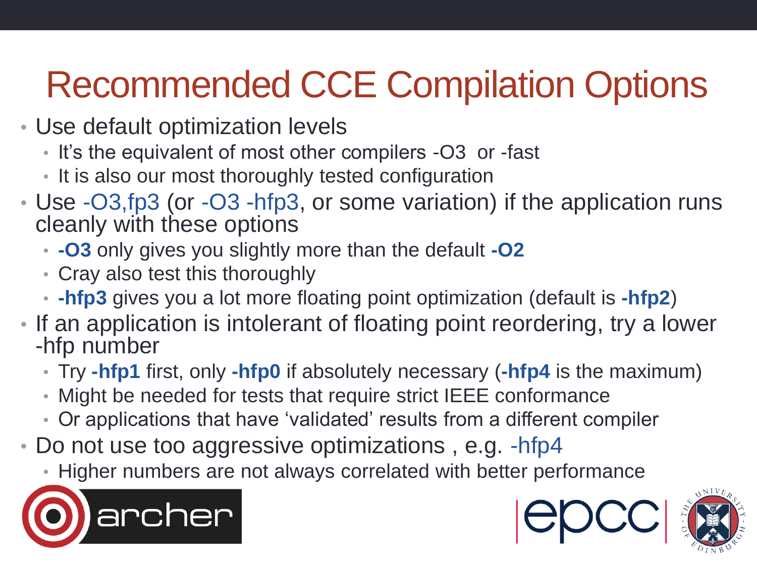# Recommended CCE Compilation Options

- Use default optimization levels
  - It's the equivalent of most other compilers -O3 or -fast
  - It is also our most thoroughly tested configuration
- Use -O3,fp3 (or -O3 -hfp3, or some variation) if the application runs cleanly with these options
  - **-O3** only gives you slightly more than the default **-O2**
  - Cray also test this thoroughly
  - **-hfp3** gives you a lot more floating point optimization (default is **-hfp2**)
- If an application is intolerant of floating point reordering, try a lower -hfp number
  - Try **-hfp1** first, only **-hfp0** if absolutely necessary (**-hfp4** is the maximum)
  - Might be needed for tests that require strict IEEE conformance
  - Or applications that have 'validated' results from a different compiler
- Do not use too aggressive optimizations , e.g. -hfp4
  - Higher numbers are not always correlated with better performance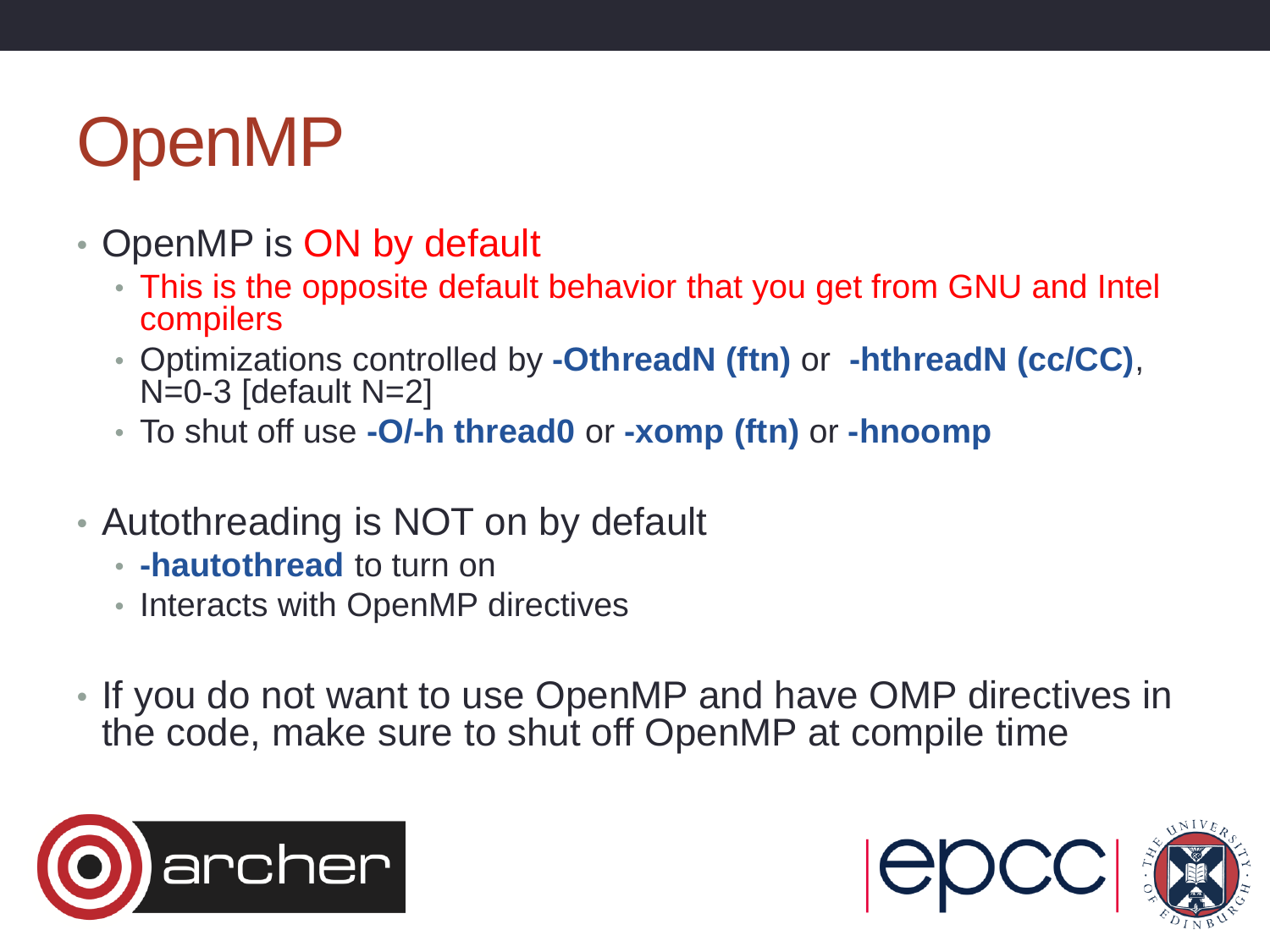# OpenMP

- OpenMP is ON by default
  - This is the opposite default behavior that you get from GNU and Intel compilers
  - Optimizations controlled by **-OthreadN (ftn)** or **-hthreadN (cc/CC)**, N=0-3 [default N=2]
  - To shut off use **-O/-h thread0** or **-xomp (ftn)** or **-hnoomp**

- Autothreading is NOT on by default
  - **-hautothread** to turn on
  - Interacts with OpenMP directives

- If you do not want to use OpenMP and have OMP directives in the code, make sure to shut off OpenMP at compile time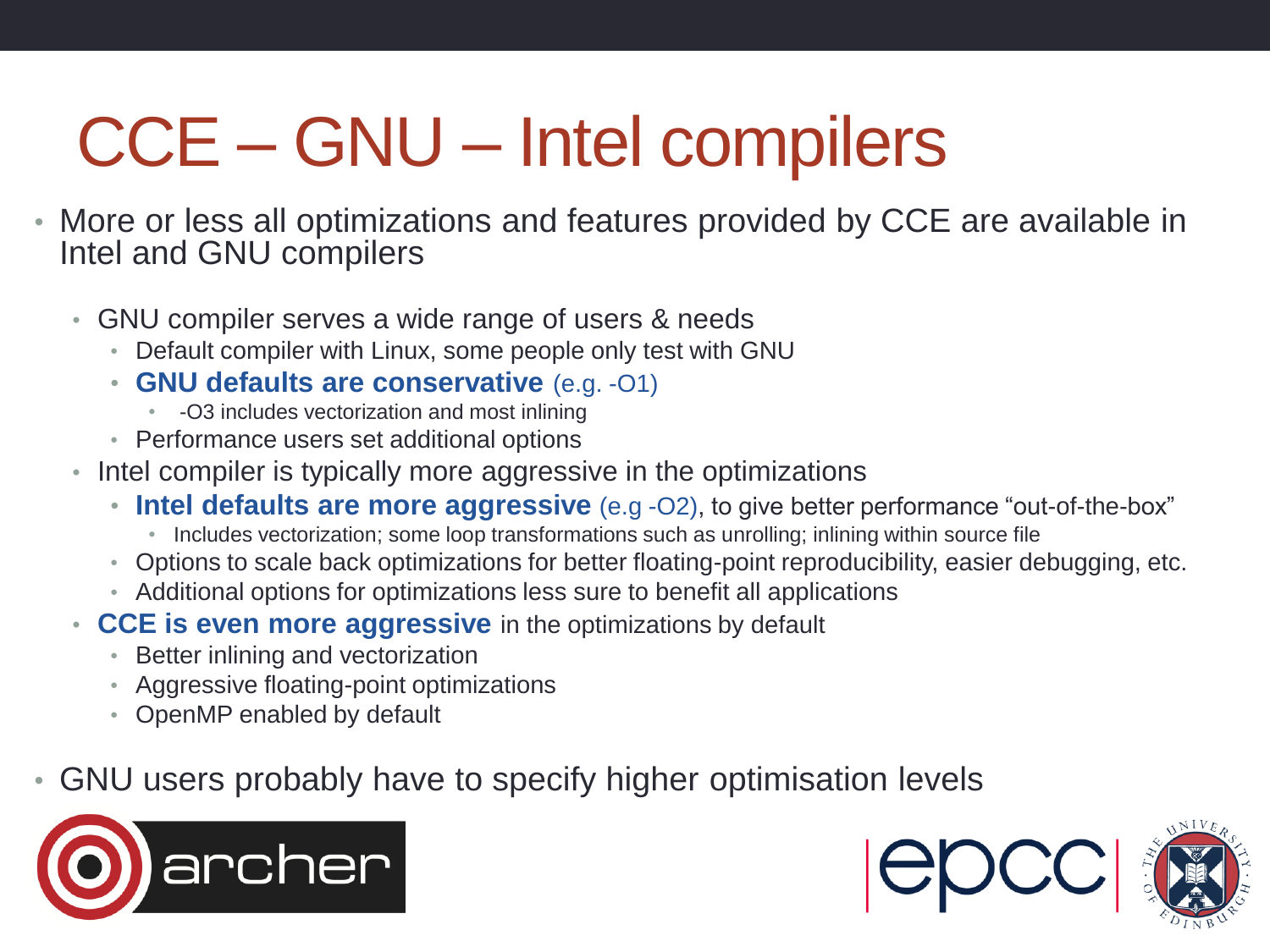# CCE – GNU – Intel compilers

- More or less all optimizations and features provided by CCE are available in Intel and GNU compilers
  - GNU compiler serves a wide range of users & needs
    - Default compiler with Linux, some people only test with GNU
    - **GNU defaults are conservative** (e.g. -O1)
      - -O3 includes vectorization and most inlining
    - Performance users set additional options
  - Intel compiler is typically more aggressive in the optimizations
    - **Intel defaults are more aggressive** (e.g -O2), to give better performance "out-of-the-box"
      - Includes vectorization; some loop transformations such as unrolling; inlining within source file
    - Options to scale back optimizations for better floating-point reproducibility, easier debugging, etc.
    - Additional options for optimizations less sure to benefit all applications
  - **CCE is even more aggressive** in the optimizations by default
    - Better inlining and vectorization
    - Aggressive floating-point optimizations
    - OpenMP enabled by default
- GNU users probably have to specify higher optimisation levels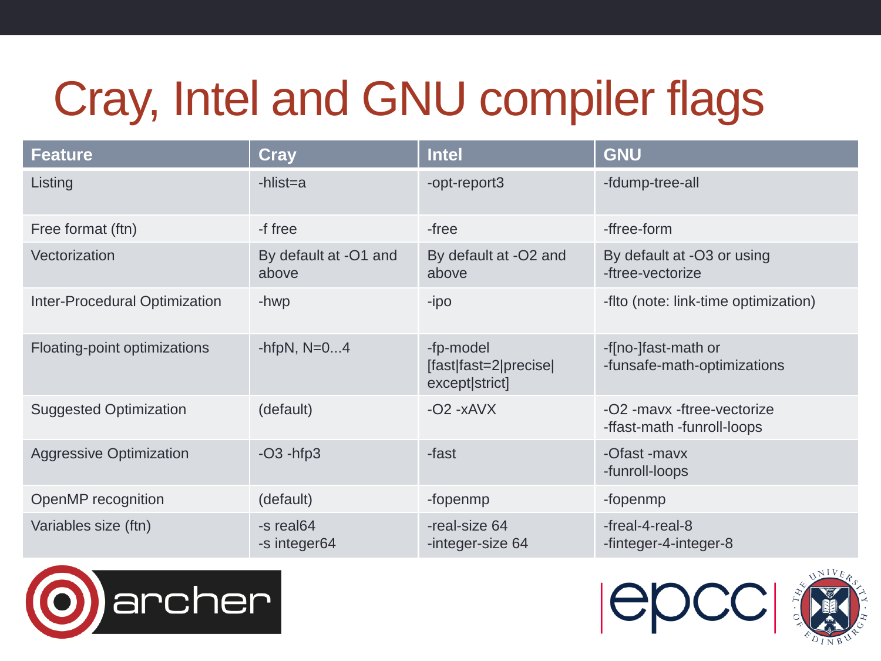# Cray, Intel and GNU compiler flags

| Feature | Cray | Intel | GNU |
|---|---|---|---|
| Listing | -hlist=a | -opt-report3 | -fdump-tree-all |
| Free format (ftn) | -f free | -free | -ffree-form |
| Vectorization | By default at -O1 and above | By default at -O2 and above | By default at -O3 or using -ftree-vectorize |
| Inter-Procedural Optimization | -hwp | -ipo | -flto (note: link-time optimization) |
| Floating-point optimizations | -hfpN, N=0...4 | -fp-model [fast\|fast=2\|precise\|except\|strict] | -f[no-]fast-math or -funsafe-math-optimizations |
| Suggested Optimization | (default) | -O2 -xAVX | -O2 -mavx -ftree-vectorize -ffast-math -funroll-loops |
| Aggressive Optimization | -O3 -hfp3 | -fast | -Ofast -mavx -funroll-loops |
| OpenMP recognition | (default) | -fopenmp | -fopenmp |
| Variables size (ftn) | -s real64<br>-s integer64 | -real-size 64<br>-integer-size 64 | -freal-4-real-8<br>-finteger-4-integer-8 |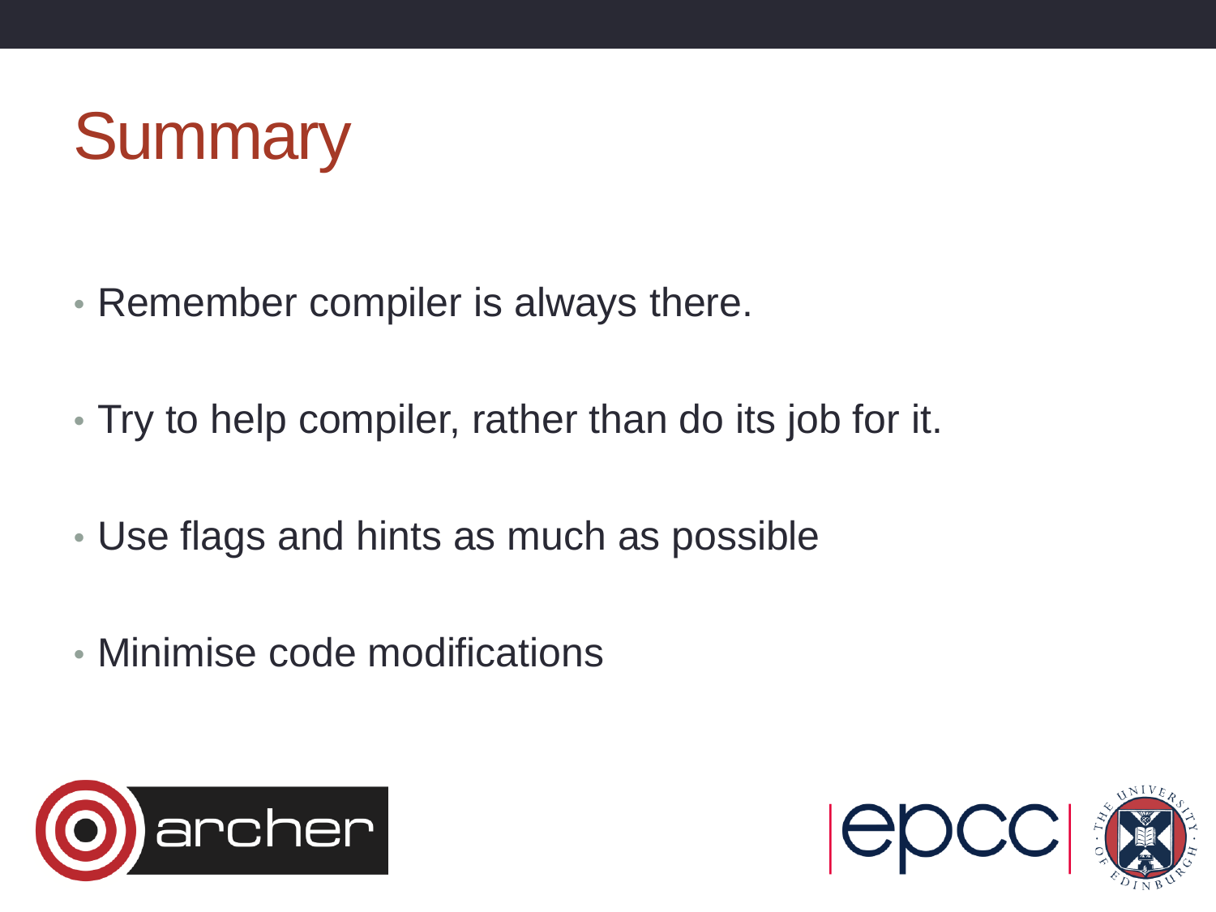# Summary

- Remember compiler is always there.
- Try to help compiler, rather than do its job for it.
- Use flags and hints as much as possible
- Minimise code modifications